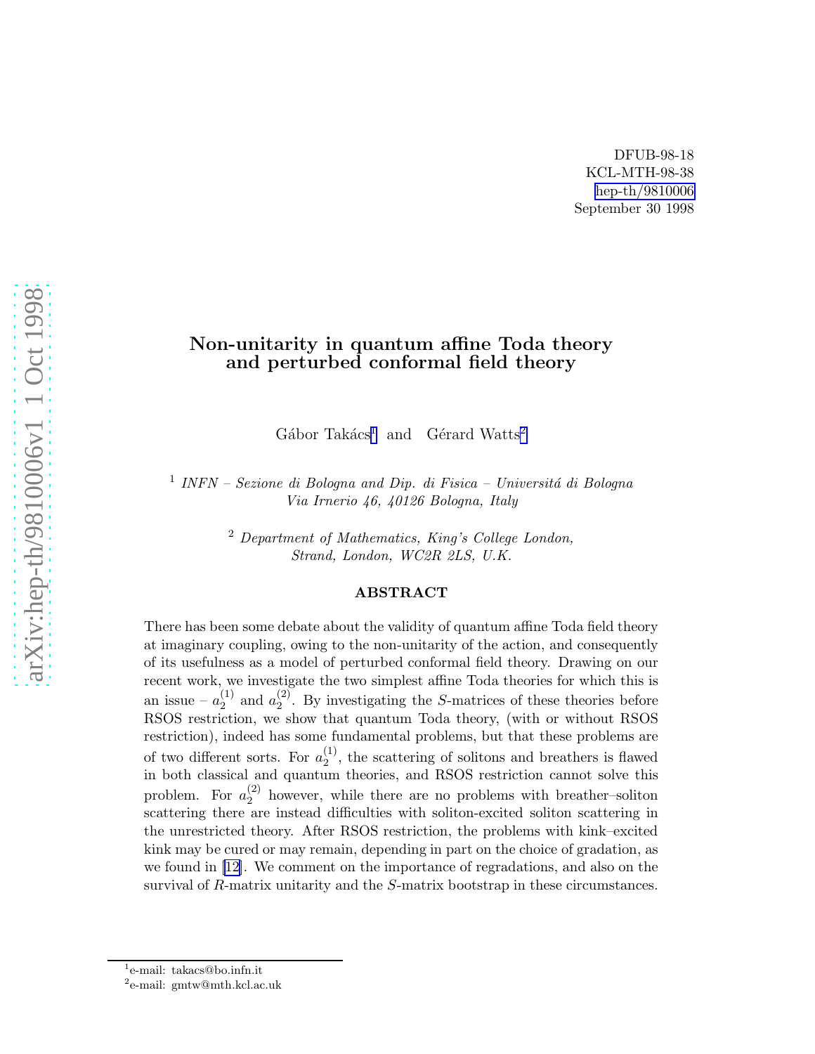DFUB-98-18
KCL-MTH-98-38
hep-th/9810006
September 30 1998

# Non-unitarity in quantum affine Toda theory and perturbed conformal field theory

Gábor Takács[1] and Gérard Watts[2]

[1] *INFN – Sezione di Bologna and Dip. di Fisica – Universitá di Bologna Via Irnerio 46, 40126 Bologna, Italy*

[2] *Department of Mathematics, King's College London, Strand, London, WC2R 2LS, U.K.*

## ABSTRACT

There has been some debate about the validity of quantum affine Toda field theory at imaginary coupling, owing to the non-unitarity of the action, and consequently of its usefulness as a model of perturbed conformal field theory. Drawing on our recent work, we investigate the two simplest affine Toda theories for which this is an issue – $a_2^{(1)}$ and $a_2^{(2)}$. By investigating the $S$-matrices of these theories before RSOS restriction, we show that quantum Toda theory, (with or without RSOS restriction), indeed has some fundamental problems, but that these problems are of two different sorts. For $a_2^{(1)}$, the scattering of solitons and breathers is flawed in both classical and quantum theories, and RSOS restriction cannot solve this problem. For $a_2^{(2)}$ however, while there are no problems with breather–soliton scattering there are instead difficulties with soliton-excited soliton scattering in the unrestricted theory. After RSOS restriction, the problems with kink–excited kink may be cured or may remain, depending in part on the choice of gradation, as we found in [12]. We comment on the importance of regradations, and also on the survival of $R$-matrix unitarity and the $S$-matrix bootstrap in these circumstances.

---

[1] e-mail: takacs@bo.infn.it

[2] e-mail: gmtw@mth.kcl.ac.uk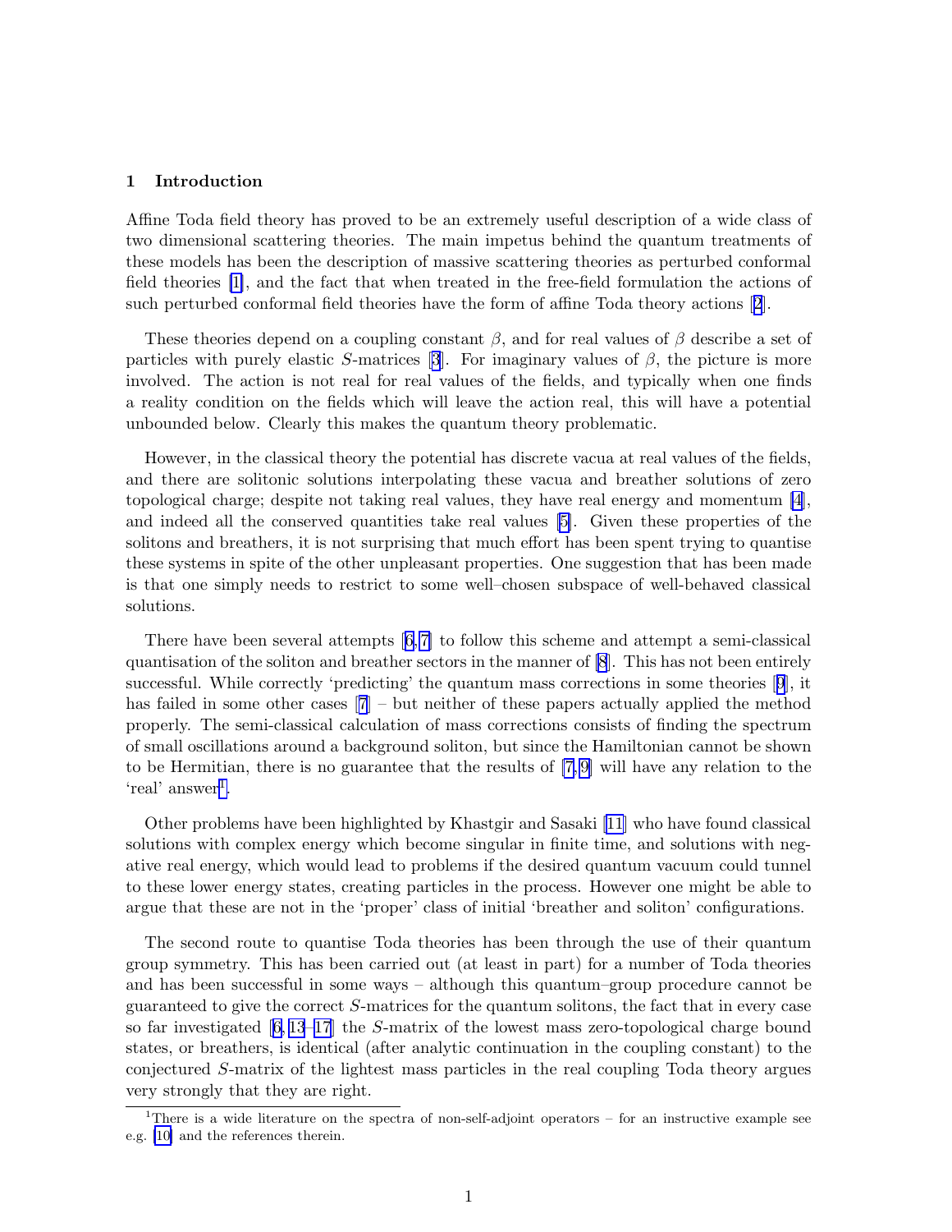## 1 Introduction

Affine Toda field theory has proved to be an extremely useful description of a wide class of two dimensional scattering theories. The main impetus behind the quantum treatments of these models has been the description of massive scattering theories as perturbed conformal field theories [1], and the fact that when treated in the free-field formulation the actions of such perturbed conformal field theories have the form of affine Toda theory actions [2].

These theories depend on a coupling constant $\beta$, and for real values of $\beta$ describe a set of particles with purely elastic $S$-matrices [3]. For imaginary values of $\beta$, the picture is more involved. The action is not real for real values of the fields, and typically when one finds a reality condition on the fields which will leave the action real, this will have a potential unbounded below. Clearly this makes the quantum theory problematic.

However, in the classical theory the potential has discrete vacua at real values of the fields, and there are solitonic solutions interpolating these vacua and breather solutions of zero topological charge; despite not taking real values, they have real energy and momentum [4], and indeed all the conserved quantities take real values [5]. Given these properties of the solitons and breathers, it is not surprising that much effort has been spent trying to quantise these systems in spite of the other unpleasant properties. One suggestion that has been made is that one simply needs to restrict to some well–chosen subspace of well-behaved classical solutions.

There have been several attempts [6,7] to follow this scheme and attempt a semi-classical quantisation of the soliton and breather sectors in the manner of [8]. This has not been entirely successful. While correctly 'predicting' the quantum mass corrections in some theories [9], it has failed in some other cases [7] – but neither of these papers actually applied the method properly. The semi-classical calculation of mass corrections consists of finding the spectrum of small oscillations around a background soliton, but since the Hamiltonian cannot be shown to be Hermitian, there is no guarantee that the results of [7,9] will have any relation to the 'real' answer[1].

Other problems have been highlighted by Khastgir and Sasaki [11] who have found classical solutions with complex energy which become singular in finite time, and solutions with negative real energy, which would lead to problems if the desired quantum vacuum could tunnel to these lower energy states, creating particles in the process. However one might be able to argue that these are not in the 'proper' class of initial 'breather and soliton' configurations.

The second route to quantise Toda theories has been through the use of their quantum group symmetry. This has been carried out (at least in part) for a number of Toda theories and has been successful in some ways – although this quantum–group procedure cannot be guaranteed to give the correct $S$-matrices for the quantum solitons, the fact that in every case so far investigated [6,13–17] the $S$-matrix of the lowest mass zero-topological charge bound states, or breathers, is identical (after analytic continuation in the coupling constant) to the conjectured $S$-matrix of the lightest mass particles in the real coupling Toda theory argues very strongly that they are right.

[1] There is a wide literature on the spectra of non-self-adjoint operators – for an instructive example see e.g. [10] and the references therein.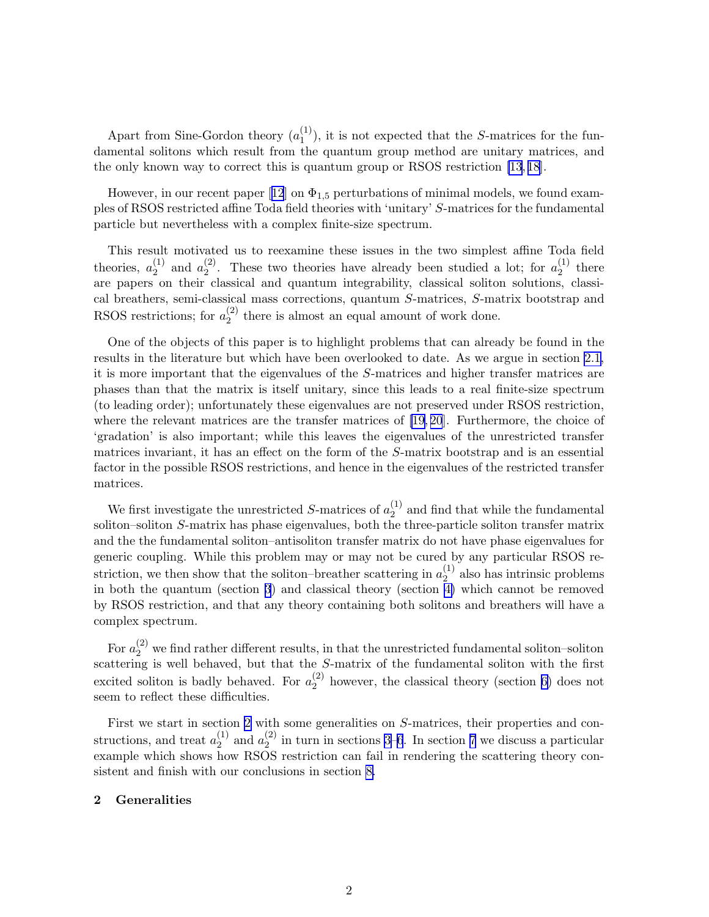Apart from Sine-Gordon theory ($a_1^{(1)}$), it is not expected that the $S$-matrices for the fundamental solitons which result from the quantum group method are unitary matrices, and the only known way to correct this is quantum group or RSOS restriction [13,18].

However, in our recent paper [12] on $\Phi_{1,5}$ perturbations of minimal models, we found examples of RSOS restricted affine Toda field theories with 'unitary' $S$-matrices for the fundamental particle but nevertheless with a complex finite-size spectrum.

This result motivated us to reexamine these issues in the two simplest affine Toda field theories, $a_2^{(1)}$ and $a_2^{(2)}$. These two theories have already been studied a lot; for $a_2^{(1)}$ there are papers on their classical and quantum integrability, classical soliton solutions, classical breathers, semi-classical mass corrections, quantum $S$-matrices, $S$-matrix bootstrap and RSOS restrictions; for $a_2^{(2)}$ there is almost an equal amount of work done.

One of the objects of this paper is to highlight problems that can already be found in the results in the literature but which have been overlooked to date. As we argue in section 2.1, it is more important that the eigenvalues of the $S$-matrices and higher transfer matrices are phases than that the matrix is itself unitary, since this leads to a real finite-size spectrum (to leading order); unfortunately these eigenvalues are not preserved under RSOS restriction, where the relevant matrices are the transfer matrices of [19,20]. Furthermore, the choice of 'gradation' is also important; while this leaves the eigenvalues of the unrestricted transfer matrices invariant, it has an effect on the form of the $S$-matrix bootstrap and is an essential factor in the possible RSOS restrictions, and hence in the eigenvalues of the restricted transfer matrices.

We first investigate the unrestricted $S$-matrices of $a_2^{(1)}$ and find that while the fundamental soliton–soliton $S$-matrix has phase eigenvalues, both the three-particle soliton transfer matrix and the the fundamental soliton–antisoliton transfer matrix do not have phase eigenvalues for generic coupling. While this problem may or may not be cured by any particular RSOS restriction, we then show that the soliton–breather scattering in $a_2^{(1)}$ also has intrinsic problems in both the quantum (section 3) and classical theory (section 4) which cannot be removed by RSOS restriction, and that any theory containing both solitons and breathers will have a complex spectrum.

For $a_2^{(2)}$ we find rather different results, in that the unrestricted fundamental soliton–soliton scattering is well behaved, but that the $S$-matrix of the fundamental soliton with the first excited soliton is badly behaved. For $a_2^{(2)}$ however, the classical theory (section 6) does not seem to reflect these difficulties.

First we start in section 2 with some generalities on $S$-matrices, their properties and constructions, and treat $a_2^{(1)}$ and $a_2^{(2)}$ in turn in sections 3–6. In section 7 we discuss a particular example which shows how RSOS restriction can fail in rendering the scattering theory consistent and finish with our conclusions in section 8.

## 2 Generalities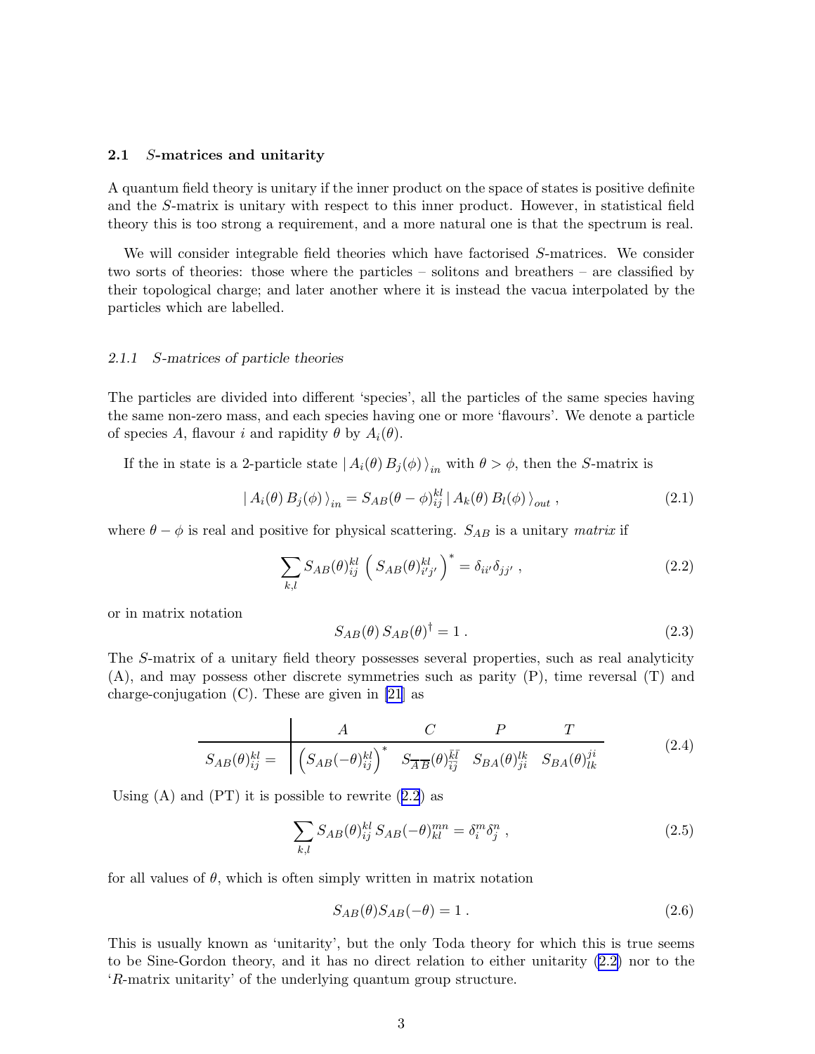### 2.1 *S*-matrices and unitarity

A quantum field theory is unitary if the inner product on the space of states is positive definite and the *S*-matrix is unitary with respect to this inner product. However, in statistical field theory this is too strong a requirement, and a more natural one is that the spectrum is real.

We will consider integrable field theories which have factorised *S*-matrices. We consider two sorts of theories: those where the particles – solitons and breathers – are classified by their topological charge; and later another where it is instead the vacua interpolated by the particles which are labelled.

#### 2.1.1 *S-matrices of particle theories*

The particles are divided into different 'species', all the particles of the same species having the same non-zero mass, and each species having one or more 'flavours'. We denote a particle of species $A$, flavour $i$ and rapidity $\theta$ by $A_i(\theta)$.

If the in state is a 2-particle state $|\,A_i(\theta)\,B_j(\phi)\,\rangle_{in}$ with $\theta > \phi$, then the *S*-matrix is

$$|\,A_i(\theta)\,B_j(\phi)\,\rangle_{in} = S_{AB}(\theta-\phi)_{ij}^{kl}\,|\,A_k(\theta)\,B_l(\phi)\,\rangle_{out}\;, \tag{2.1}$$

where $\theta - \phi$ is real and positive for physical scattering. $S_{AB}$ is a unitary *matrix* if

$$\sum_{k,l} S_{AB}(\theta)_{ij}^{kl}\,\left(\,S_{AB}(\theta)_{i'j'}^{kl}\,\right)^{*} = \delta_{ii'}\delta_{jj'}\;, \tag{2.2}$$

or in matrix notation

$$S_{AB}(\theta)\,S_{AB}(\theta)^{\dagger} = 1\;. \tag{2.3}$$

The *S*-matrix of a unitary field theory possesses several properties, such as real analyticity (A), and may possess other discrete symmetries such as parity (P), time reversal (T) and charge-conjugation (C). These are given in [21] as

$$\begin{array}{c|cccc} & A & C & P & T \\ \hline S_{AB}(\theta)_{ij}^{kl} = & \left(S_{AB}(-\theta)_{ij}^{kl}\right)^{*} & S_{\overline{A}\,\overline{B}}(\theta)_{\bar{i}\bar{j}}^{\bar{k}\bar{l}} & S_{BA}(\theta)_{ji}^{lk} & S_{BA}(\theta)_{lk}^{ji} \end{array} \tag{2.4}$$

Using (A) and (PT) it is possible to rewrite (2.2) as

$$\sum_{k,l} S_{AB}(\theta)_{ij}^{kl}\,S_{AB}(-\theta)_{kl}^{mn} = \delta_i^m\delta_j^n\;, \tag{2.5}$$

for all values of $\theta$, which is often simply written in matrix notation

$$S_{AB}(\theta)S_{AB}(-\theta) = 1\;. \tag{2.6}$$

This is usually known as 'unitarity', but the only Toda theory for which this is true seems to be Sine-Gordon theory, and it has no direct relation to either unitarity (2.2) nor to the '*R*-matrix unitarity' of the underlying quantum group structure.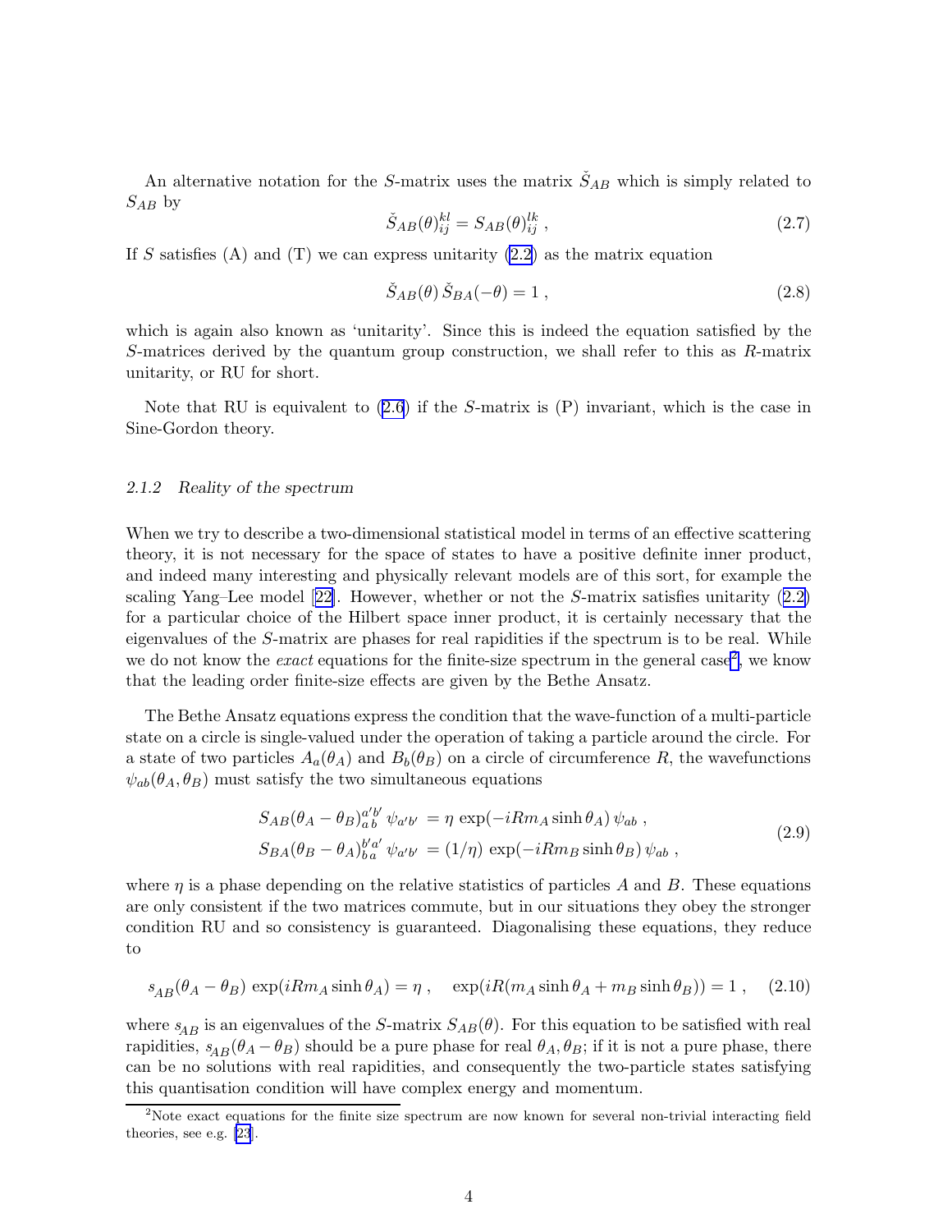An alternative notation for the $S$-matrix uses the matrix $\check{S}_{AB}$ which is simply related to $S_{AB}$ by

$$\check{S}_{AB}(\theta)_{ij}^{kl} = S_{AB}(\theta)_{ij}^{lk} \, , \tag{2.7}$$

If $S$ satisfies (A) and (T) we can express unitarity (2.2) as the matrix equation

$$\check{S}_{AB}(\theta) \, \check{S}_{BA}(-\theta) = 1 \, , \tag{2.8}$$

which is again also known as 'unitarity'. Since this is indeed the equation satisfied by the $S$-matrices derived by the quantum group construction, we shall refer to this as $R$-matrix unitarity, or RU for short.

Note that RU is equivalent to (2.6) if the $S$-matrix is (P) invariant, which is the case in Sine-Gordon theory.

### *2.1.2 Reality of the spectrum*

When we try to describe a two-dimensional statistical model in terms of an effective scattering theory, it is not necessary for the space of states to have a positive definite inner product, and indeed many interesting and physically relevant models are of this sort, for example the scaling Yang–Lee model [22]. However, whether or not the $S$-matrix satisfies unitarity (2.2) for a particular choice of the Hilbert space inner product, it is certainly necessary that the eigenvalues of the $S$-matrix are phases for real rapidities if the spectrum is to be real. While we do not know the *exact* equations for the finite-size spectrum in the general case[2], we know that the leading order finite-size effects are given by the Bethe Ansatz.

The Bethe Ansatz equations express the condition that the wave-function of a multi-particle state on a circle is single-valued under the operation of taking a particle around the circle. For a state of two particles $A_a(\theta_A)$ and $B_b(\theta_B)$ on a circle of circumference $R$, the wavefunctions $\psi_{ab}(\theta_A, \theta_B)$ must satisfy the two simultaneous equations

$$\begin{aligned} S_{AB}(\theta_A - \theta_B)_{a\,b}^{a'b'} \, \psi_{a'b'} &= \eta \, \exp(-iRm_A \sinh\theta_A) \, \psi_{ab} \, , \\ S_{BA}(\theta_B - \theta_A)_{b\,a}^{b'a'} \, \psi_{a'b'} &= (1/\eta) \, \exp(-iRm_B \sinh\theta_B) \, \psi_{ab} \, , \end{aligned} \tag{2.9}$$

where $\eta$ is a phase depending on the relative statistics of particles $A$ and $B$. These equations are only consistent if the two matrices commute, but in our situations they obey the stronger condition RU and so consistency is guaranteed. Diagonalising these equations, they reduce to

$$s_{AB}(\theta_A - \theta_B) \, \exp(iRm_A \sinh\theta_A) = \eta \, , \quad \exp(iR(m_A \sinh\theta_A + m_B \sinh\theta_B)) = 1 \, , \tag{2.10}$$

where $s_{AB}$ is an eigenvalues of the $S$-matrix $S_{AB}(\theta)$. For this equation to be satisfied with real rapidities, $s_{AB}(\theta_A - \theta_B)$ should be a pure phase for real $\theta_A, \theta_B$; if it is not a pure phase, there can be no solutions with real rapidities, and consequently the two-particle states satisfying this quantisation condition will have complex energy and momentum.

[2]Note exact equations for the finite size spectrum are now known for several non-trivial interacting field theories, see e.g. [23].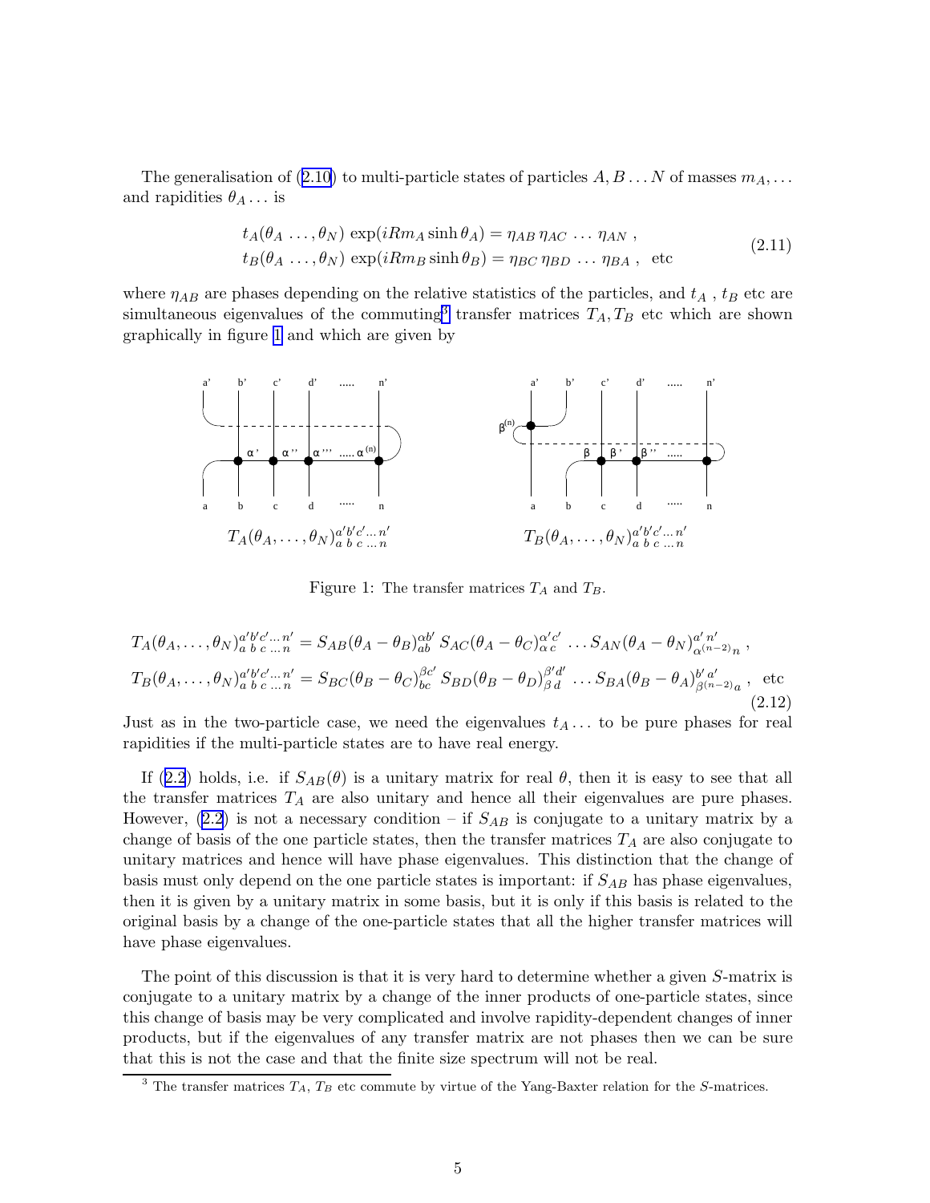The generalisation of (2.10) to multi-particle states of particles $A, B \ldots N$ of masses $m_A, \ldots$ and rapidities $\theta_A \ldots$ is

$$
\begin{aligned}
t_A(\theta_A \ldots, \theta_N)\, \exp(iRm_A \sinh\theta_A) &= \eta_{AB}\, \eta_{AC}\, \ldots\, \eta_{AN}\ , \\
t_B(\theta_A \ldots, \theta_N)\, \exp(iRm_B \sinh\theta_B) &= \eta_{BC}\, \eta_{BD}\, \ldots\, \eta_{BA}\ , \ \text{ etc}
\end{aligned}
\tag{2.11}
$$

where $\eta_{AB}$ are phases depending on the relative statistics of the particles, and $t_A$ , $t_B$ etc are simultaneous eigenvalues of the commuting[3] transfer matrices $T_A, T_B$ etc which are shown graphically in figure 1 and which are given by

a' b' c' d' ..... n'

α' α'' α''' ..... α^(n)

a b c d ..... n

$T_A(\theta_A, \ldots, \theta_N)_{a\,b\,c\,\ldots n}^{a'b'c'\ldots n'}$

a' b' c' d' ..... n'

β^(n)

β β' β'' .....

a b c d ..... n

$T_B(\theta_A, \ldots, \theta_N)_{a\,b\,c\,\ldots n}^{a'b'c'\ldots n'}$

Figure 1: The transfer matrices $T_A$ and $T_B$.

$$
\begin{aligned}
T_A(\theta_A, \ldots, \theta_N)_{a\,b\,c\,\ldots n}^{a'b'c'\ldots n'} &= S_{AB}(\theta_A - \theta_B)_{ab}^{\alpha b'}\, S_{AC}(\theta_A - \theta_C)_{\alpha\, c}^{\alpha' c'}\, \ldots S_{AN}(\theta_A - \theta_N)_{\alpha^{(n-2)} n}^{a'\, n'}\ , \\
T_B(\theta_A, \ldots, \theta_N)_{a\,b\,c\,\ldots n}^{a'b'c'\ldots n'} &= S_{BC}(\theta_B - \theta_C)_{bc}^{\beta c'}\, S_{BD}(\theta_B - \theta_D)_{\beta\, d}^{\beta' d'}\, \ldots S_{BA}(\theta_B - \theta_A)_{\beta^{(n-2)} a}^{b'\, a'}\ , \ \text{ etc}
\end{aligned}
\tag{2.12}
$$

Just as in the two-particle case, we need the eigenvalues $t_A \ldots$ to be pure phases for real rapidities if the multi-particle states are to have real energy.

If (2.2) holds, i.e. if $S_{AB}(\theta)$ is a unitary matrix for real $\theta$, then it is easy to see that all the transfer matrices $T_A$ are also unitary and hence all their eigenvalues are pure phases. However, (2.2) is not a necessary condition – if $S_{AB}$ is conjugate to a unitary matrix by a change of basis of the one particle states, then the transfer matrices $T_A$ are also conjugate to unitary matrices and hence will have phase eigenvalues. This distinction that the change of basis must only depend on the one particle states is important: if $S_{AB}$ has phase eigenvalues, then it is given by a unitary matrix in some basis, but it is only if this basis is related to the original basis by a change of the one-particle states that all the higher transfer matrices will have phase eigenvalues.

The point of this discussion is that it is very hard to determine whether a given $S$-matrix is conjugate to a unitary matrix by a change of the inner products of one-particle states, since this change of basis may be very complicated and involve rapidity-dependent changes of inner products, but if the eigenvalues of any transfer matrix are not phases then we can be sure that this is not the case and that the finite size spectrum will not be real.

[3] The transfer matrices $T_A$, $T_B$ etc commute by virtue of the Yang-Baxter relation for the $S$-matrices.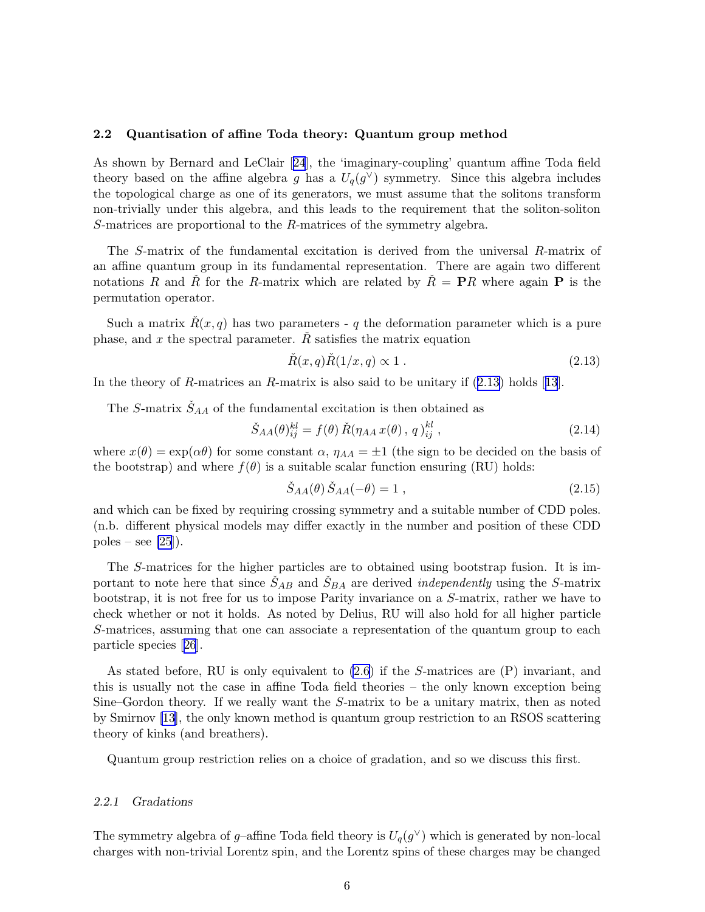### 2.2 Quantisation of affine Toda theory: Quantum group method

As shown by Bernard and LeClair [24], the 'imaginary-coupling' quantum affine Toda field theory based on the affine algebra $g$ has a $U_q(g^\vee)$ symmetry. Since this algebra includes the topological charge as one of its generators, we must assume that the solitons transform non-trivially under this algebra, and this leads to the requirement that the soliton-soliton $S$-matrices are proportional to the $R$-matrices of the symmetry algebra.

The $S$-matrix of the fundamental excitation is derived from the universal $R$-matrix of an affine quantum group in its fundamental representation. There are again two different notations $R$ and $\check{R}$ for the $R$-matrix which are related by $\check{R} = \mathbf{P}R$ where again $\mathbf{P}$ is the permutation operator.

Such a matrix $\check{R}(x, q)$ has two parameters - $q$ the deformation parameter which is a pure phase, and $x$ the spectral parameter. $\check{R}$ satisfies the matrix equation

$$\check{R}(x, q)\check{R}(1/x, q) \propto 1 \, . \tag{2.13}$$

In the theory of $R$-matrices an $R$-matrix is also said to be unitary if (2.13) holds [13].

The $S$-matrix $\check{S}_{AA}$ of the fundamental excitation is then obtained as

$$\check{S}_{AA}(\theta)_{ij}^{kl} = f(\theta)\, \check{R}(\eta_{AA}\, x(\theta)\, ,\, q\,)_{ij}^{kl} \, , \tag{2.14}$$

where $x(\theta) = \exp(\alpha\theta)$ for some constant $\alpha$, $\eta_{AA} = \pm 1$ (the sign to be decided on the basis of the bootstrap) and where $f(\theta)$ is a suitable scalar function ensuring (RU) holds:

$$\check{S}_{AA}(\theta)\, \check{S}_{AA}(-\theta) = 1 \, , \tag{2.15}$$

and which can be fixed by requiring crossing symmetry and a suitable number of CDD poles. (n.b. different physical models may differ exactly in the number and position of these CDD poles – see [25]).

The $S$-matrices for the higher particles are to obtained using bootstrap fusion. It is important to note here that since $\check{S}_{AB}$ and $\check{S}_{BA}$ are derived *independently* using the $S$-matrix bootstrap, it is not free for us to impose Parity invariance on a $S$-matrix, rather we have to check whether or not it holds. As noted by Delius, RU will also hold for all higher particle $S$-matrices, assuming that one can associate a representation of the quantum group to each particle species [26].

As stated before, RU is only equivalent to (2.6) if the $S$-matrices are (P) invariant, and this is usually not the case in affine Toda field theories – the only known exception being Sine–Gordon theory. If we really want the $S$-matrix to be a unitary matrix, then as noted by Smirnov [13], the only known method is quantum group restriction to an RSOS scattering theory of kinks (and breathers).

Quantum group restriction relies on a choice of gradation, and so we discuss this first.

#### 2.2.1 *Gradations*

The symmetry algebra of $g$–affine Toda field theory is $U_q(g^\vee)$ which is generated by non-local charges with non-trivial Lorentz spin, and the Lorentz spins of these charges may be changed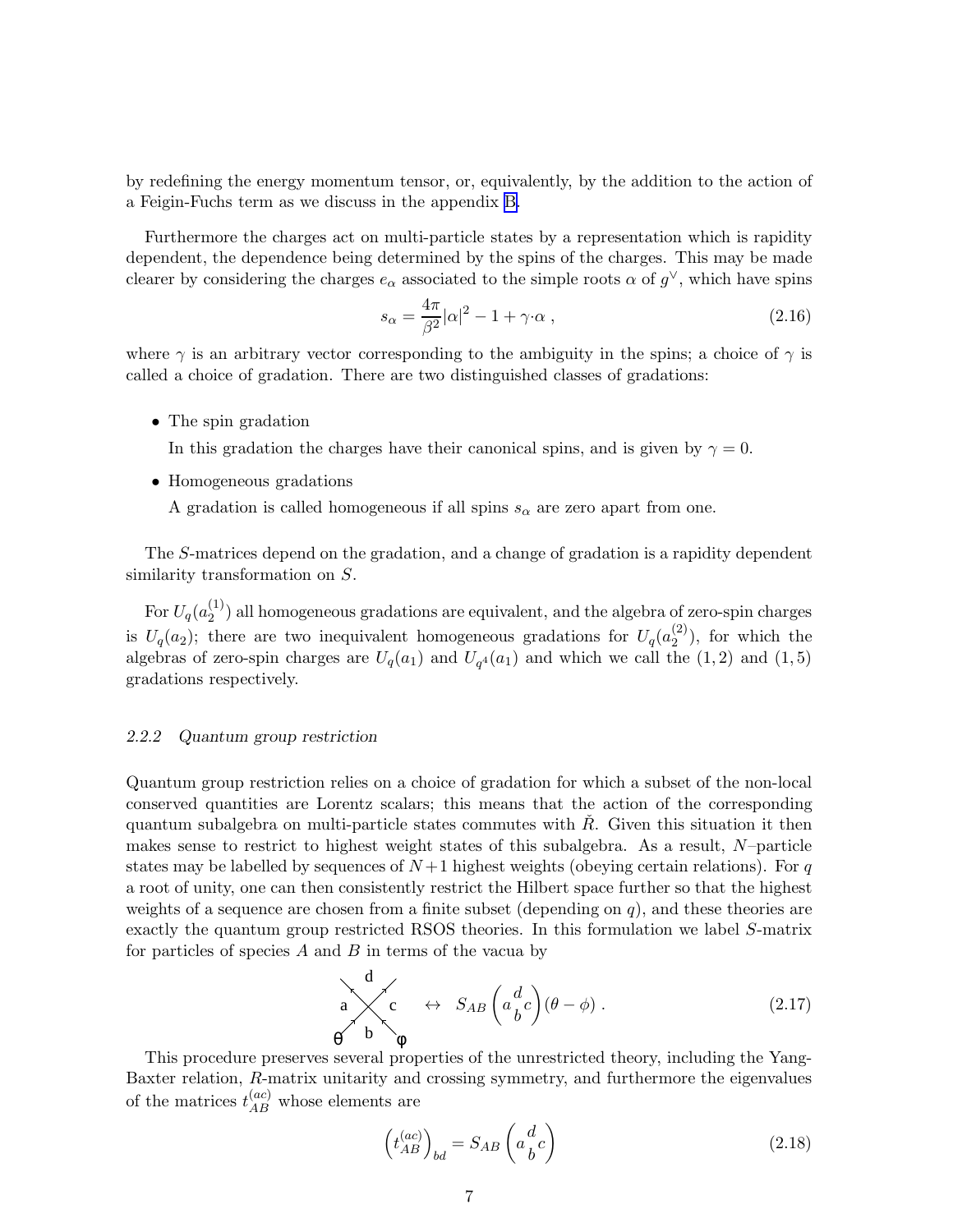by redefining the energy momentum tensor, or, equivalently, by the addition to the action of a Feigin-Fuchs term as we discuss in the appendix B.

Furthermore the charges act on multi-particle states by a representation which is rapidity dependent, the dependence being determined by the spins of the charges. This may be made clearer by considering the charges $e_\alpha$ associated to the simple roots $\alpha$ of $g^\vee$, which have spins

$$s_\alpha = \frac{4\pi}{\beta^2}|\alpha|^2 - 1 + \gamma{\cdot}\alpha \ , \tag{2.16}$$

where $\gamma$ is an arbitrary vector corresponding to the ambiguity in the spins; a choice of $\gamma$ is called a choice of gradation. There are two distinguished classes of gradations:

- The spin gradation

  In this gradation the charges have their canonical spins, and is given by $\gamma = 0$.

- Homogeneous gradations

  A gradation is called homogeneous if all spins $s_\alpha$ are zero apart from one.

The $S$-matrices depend on the gradation, and a change of gradation is a rapidity dependent similarity transformation on $S$.

For $U_q(a_2^{(1)})$ all homogeneous gradations are equivalent, and the algebra of zero-spin charges is $U_q(a_2)$; there are two inequivalent homogeneous gradations for $U_q(a_2^{(2)})$, for which the algebras of zero-spin charges are $U_q(a_1)$ and $U_{q^4}(a_1)$ and which we call the $(1,2)$ and $(1,5)$ gradations respectively.

### 2.2.2 *Quantum group restriction*

Quantum group restriction relies on a choice of gradation for which a subset of the non-local conserved quantities are Lorentz scalars; this means that the action of the corresponding quantum subalgebra on multi-particle states commutes with $\check{R}$. Given this situation it then makes sense to restrict to highest weight states of this subalgebra. As a result, $N$–particle states may be labelled by sequences of $N+1$ highest weights (obeying certain relations). For $q$ a root of unity, one can then consistently restrict the Hilbert space further so that the highest weights of a sequence are chosen from a finite subset (depending on $q$), and these theories are exactly the quantum group restricted RSOS theories. In this formulation we label $S$-matrix for particles of species $A$ and $B$ in terms of the vacua by

$$\text{(crossing diagram with vacua } a, b, c, d \text{ and rapidities } \theta, \phi) \quad \leftrightarrow \quad S_{AB}\left(a \, {}^{d}_{b} \, c\right)(\theta - \phi) \ . \tag{2.17}$$

This procedure preserves several properties of the unrestricted theory, including the Yang-Baxter relation, $R$-matrix unitarity and crossing symmetry, and furthermore the eigenvalues of the matrices $t^{(ac)}_{AB}$ whose elements are

$$\left(t^{(ac)}_{AB}\right)_{bd} = S_{AB}\left(a \, {}^{d}_{b} \, c\right) \tag{2.18}$$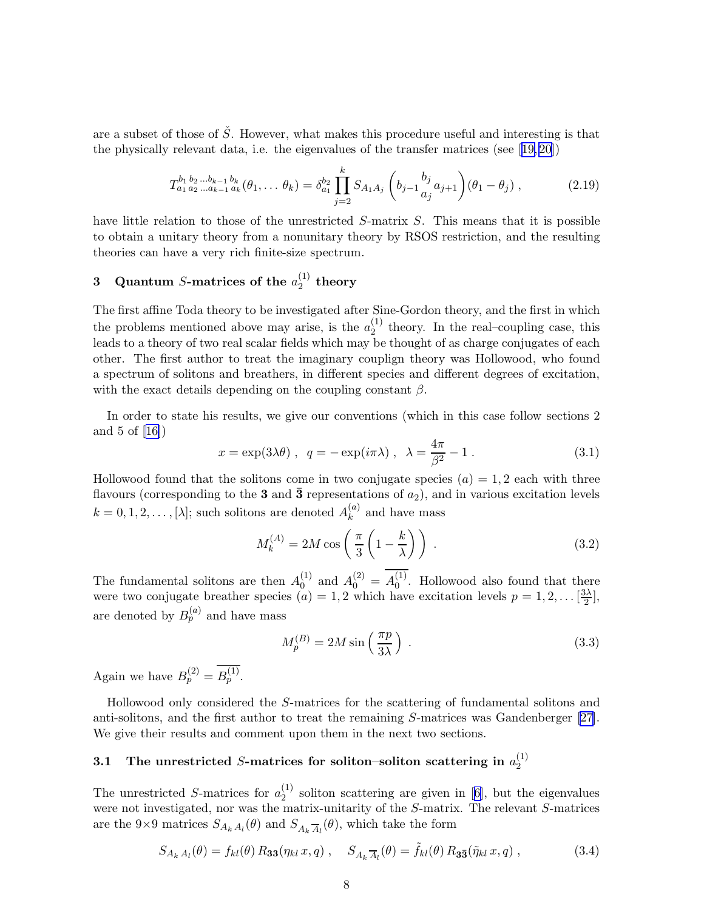are a subset of those of $\check{S}$. However, what makes this procedure useful and interesting is that the physically relevant data, i.e. the eigenvalues of the transfer matrices (see [19,20])

$$T^{b_1\, b_2\, \ldots b_{k-1}\, b_k}_{a_1\, a_2\, \ldots a_{k-1}\, a_k}(\theta_1, \ldots \theta_k) = \delta^{b_2}_{a_1} \prod_{j=2}^{k} S_{A_1 A_j} \left( b_{j-1} \begin{matrix} b_j \\ a_j \end{matrix} a_{j+1} \right)(\theta_1 - \theta_j) \;, \tag{2.19}$$

have little relation to those of the unrestricted $S$-matrix $S$. This means that it is possible to obtain a unitary theory from a nonunitary theory by RSOS restriction, and the resulting theories can have a very rich finite-size spectrum.

## 3 Quantum $S$-matrices of the $a_2^{(1)}$ theory

The first affine Toda theory to be investigated after Sine-Gordon theory, and the first in which the problems mentioned above may arise, is the $a_2^{(1)}$ theory. In the real–coupling case, this leads to a theory of two real scalar fields which may be thought of as charge conjugates of each other. The first author to treat the imaginary couplign theory was Hollowood, who found a spectrum of solitons and breathers, in different species and different degrees of excitation, with the exact details depending on the coupling constant $\beta$.

In order to state his results, we give our conventions (which in this case follow sections 2 and 5 of [16])

$$x = \exp(3\lambda\theta) \;, \;\; q = -\exp(i\pi\lambda) \;, \;\; \lambda = \frac{4\pi}{\beta^2} - 1 \;. \tag{3.1}$$

Hollowood found that the solitons come in two conjugate species $(a) = 1, 2$ each with three flavours (corresponding to the $\mathbf{3}$ and $\bar{\mathbf{3}}$ representations of $a_2$), and in various excitation levels $k = 0, 1, 2, \ldots, [\lambda]$; such solitons are denoted $A_k^{(a)}$ and have mass

$$M_k^{(A)} = 2M \cos\left( \frac{\pi}{3}\left(1 - \frac{k}{\lambda}\right) \right) \;. \tag{3.2}$$

The fundamental solitons are then $A_0^{(1)}$ and $A_0^{(2)} = \overline{A_0^{(1)}}$. Hollowood also found that there were two conjugate breather species $(a) = 1, 2$ which have excitation levels $p = 1, 2, \ldots [\frac{3\lambda}{2}]$, are denoted by $B_p^{(a)}$ and have mass

$$M_p^{(B)} = 2M \sin\left( \frac{\pi p}{3\lambda} \right) \;. \tag{3.3}$$

Again we have $B_p^{(2)} = \overline{B_p^{(1)}}$.

Hollowood only considered the $S$-matrices for the scattering of fundamental solitons and anti-solitons, and the first author to treat the remaining $S$-matrices was Gandenberger [27]. We give their results and comment upon them in the next two sections.

### 3.1 The unrestricted $S$-matrices for soliton–soliton scattering in $a_2^{(1)}$

The unrestricted $S$-matrices for $a_2^{(1)}$ soliton scattering are given in [6], but the eigenvalues were not investigated, nor was the matrix-unitarity of the $S$-matrix. The relevant $S$-matrices are the $9{\times}9$ matrices $S_{A_k\, A_l}(\theta)$ and $S_{A_k\, \overline{A}_l}(\theta)$, which take the form

$$S_{A_k\, A_l}(\theta) = f_{kl}(\theta)\, R_{\mathbf{33}}(\eta_{kl}\, x, q) \;, \quad S_{A_k\, \overline{A}_l}(\theta) = \tilde{f}_{kl}(\theta)\, R_{\mathbf{3}\bar{\mathbf{3}}}(\tilde{\eta}_{kl}\, x, q) \;, \tag{3.4}$$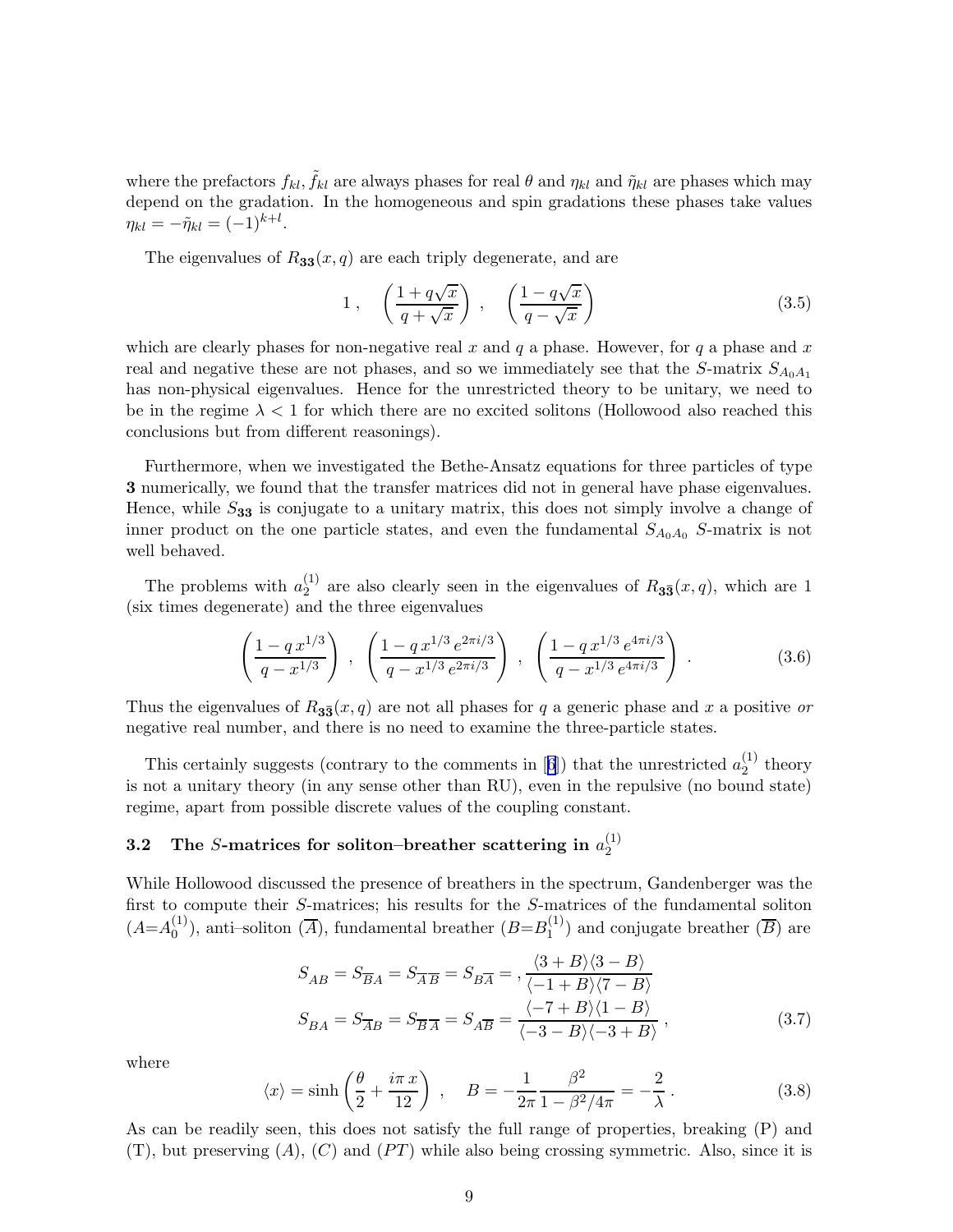where the prefactors $f_{kl}, \tilde{f}_{kl}$ are always phases for real $\theta$ and $\eta_{kl}$ and $\tilde{\eta}_{kl}$ are phases which may depend on the gradation. In the homogeneous and spin gradations these phases take values $\eta_{kl} = -\tilde{\eta}_{kl} = (-1)^{k+l}$.

The eigenvalues of $R_{\mathbf{33}}(x, q)$ are each triply degenerate, and are

$$1\ , \quad \left(\frac{1+q\sqrt{x}}{q+\sqrt{x}}\right)\ , \quad \left(\frac{1-q\sqrt{x}}{q-\sqrt{x}}\right) \tag{3.5}$$

which are clearly phases for non-negative real $x$ and $q$ a phase. However, for $q$ a phase and $x$ real and negative these are not phases, and so we immediately see that the $S$-matrix $S_{A_0 A_1}$ has non-physical eigenvalues. Hence for the unrestricted theory to be unitary, we need to be in the regime $\lambda < 1$ for which there are no excited solitons (Hollowood also reached this conclusions but from different reasonings).

Furthermore, when we investigated the Bethe-Ansatz equations for three particles of type **3** numerically, we found that the transfer matrices did not in general have phase eigenvalues. Hence, while $S_{\mathbf{33}}$ is conjugate to a unitary matrix, this does not simply involve a change of inner product on the one particle states, and even the fundamental $S_{A_0 A_0}$ $S$-matrix is not well behaved.

The problems with $a_2^{(1)}$ are also clearly seen in the eigenvalues of $R_{\mathbf{3\bar{3}}}(x, q)$, which are 1 (six times degenerate) and the three eigenvalues

$$\left(\frac{1-q\,x^{1/3}}{q-x^{1/3}}\right)\ ,\ \left(\frac{1-q\,x^{1/3}\,e^{2\pi i/3}}{q-x^{1/3}\,e^{2\pi i/3}}\right)\ ,\ \left(\frac{1-q\,x^{1/3}\,e^{4\pi i/3}}{q-x^{1/3}\,e^{4\pi i/3}}\right)\ . \tag{3.6}$$

Thus the eigenvalues of $R_{\mathbf{3\bar{3}}}(x, q)$ are not all phases for $q$ a generic phase and $x$ a positive *or* negative real number, and there is no need to examine the three-particle states.

This certainly suggests (contrary to the comments in [6]) that the unrestricted $a_2^{(1)}$ theory is not a unitary theory (in any sense other than RU), even in the repulsive (no bound state) regime, apart from possible discrete values of the coupling constant.

## 3.2 The $S$-matrices for soliton–breather scattering in $a_2^{(1)}$

While Hollowood discussed the presence of breathers in the spectrum, Gandenberger was the first to compute their $S$-matrices; his results for the $S$-matrices of the fundamental soliton ($A{=}A_0^{(1)}$), anti–soliton ($\overline{A}$), fundamental breather ($B{=}B_1^{(1)}$) and conjugate breather ($\overline{B}$) are

$$\begin{aligned} S_{AB} = S_{\overline{B}A} = S_{\overline{A}\,\overline{B}} = S_{B\overline{A}} &= ,\frac{\langle 3+B\rangle\langle 3-B\rangle}{\langle -1+B\rangle\langle 7-B\rangle} \\ S_{BA} = S_{\overline{A}B} = S_{\overline{B}\,\overline{A}} = S_{A\overline{B}} &= \frac{\langle -7+B\rangle\langle 1-B\rangle}{\langle -3-B\rangle\langle -3+B\rangle}\ , \end{aligned} \tag{3.7}$$

where

$$\langle x\rangle = \sinh\left(\frac{\theta}{2} + \frac{i\pi\,x}{12}\right)\ , \quad B = -\frac{1}{2\pi}\frac{\beta^2}{1-\beta^2/4\pi} = -\frac{2}{\lambda}\ . \tag{3.8}$$

As can be readily seen, this does not satisfy the full range of properties, breaking (P) and (T), but preserving $(A)$, $(C)$ and $(PT)$ while also being crossing symmetric. Also, since it is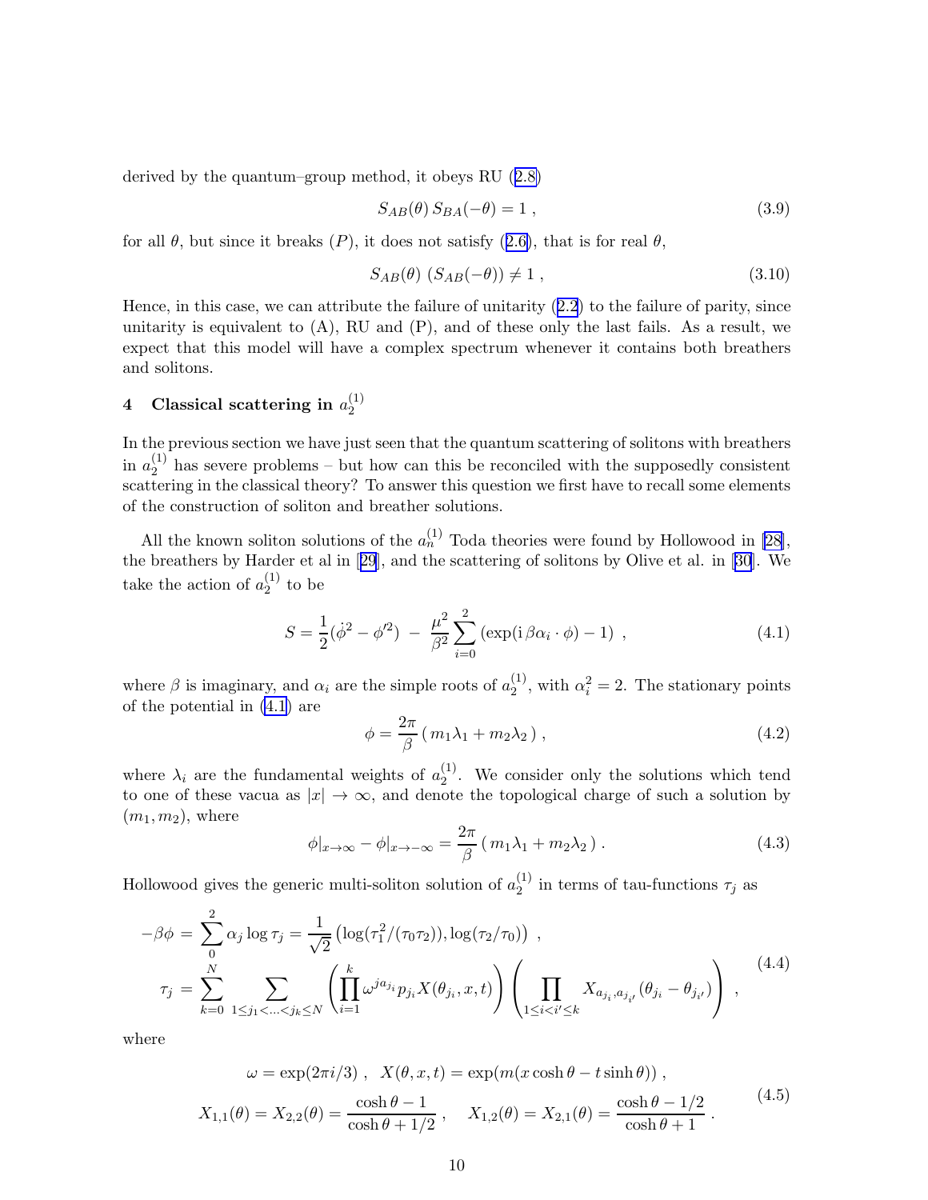derived by the quantum–group method, it obeys RU (2.8)

$$S_{AB}(\theta)\, S_{BA}(-\theta) = 1\ , \tag{3.9}$$

for all $\theta$, but since it breaks $(P)$, it does not satisfy (2.6), that is for real $\theta$,

$$S_{AB}(\theta)\ (S_{AB}(-\theta)) \neq 1\ , \tag{3.10}$$

Hence, in this case, we can attribute the failure of unitarity (2.2) to the failure of parity, since unitarity is equivalent to (A), RU and (P), and of these only the last fails. As a result, we expect that this model will have a complex spectrum whenever it contains both breathers and solitons.

## 4 Classical scattering in $a_2^{(1)}$

In the previous section we have just seen that the quantum scattering of solitons with breathers in $a_2^{(1)}$ has severe problems – but how can this be reconciled with the supposedly consistent scattering in the classical theory? To answer this question we first have to recall some elements of the construction of soliton and breather solutions.

All the known soliton solutions of the $a_n^{(1)}$ Toda theories were found by Hollowood in [28], the breathers by Harder et al in [29], and the scattering of solitons by Olive et al. in [30]. We take the action of $a_2^{(1)}$ to be

$$S = \frac{1}{2}(\dot{\phi}^2 - \phi'^2)\ -\ \frac{\mu^2}{\beta^2}\sum_{i=0}^{2}\left(\exp(\mathrm{i}\,\beta\alpha_i\cdot\phi) - 1\right)\ , \tag{4.1}$$

where $\beta$ is imaginary, and $\alpha_i$ are the simple roots of $a_2^{(1)}$, with $\alpha_i^2 = 2$. The stationary points of the potential in (4.1) are

$$\phi = \frac{2\pi}{\beta}\left(\, m_1\lambda_1 + m_2\lambda_2\,\right)\ , \tag{4.2}$$

where $\lambda_i$ are the fundamental weights of $a_2^{(1)}$. We consider only the solutions which tend to one of these vacua as $|x| \to \infty$, and denote the topological charge of such a solution by $(m_1, m_2)$, where

$$\phi|_{x\to\infty} - \phi|_{x\to-\infty} = \frac{2\pi}{\beta}\left(\, m_1\lambda_1 + m_2\lambda_2\,\right)\ . \tag{4.3}$$

Hollowood gives the generic multi-soliton solution of $a_2^{(1)}$ in terms of tau-functions $\tau_j$ as

$$\begin{aligned}
-\beta\phi &= \sum_{0}^{2}\alpha_j \log\tau_j = \frac{1}{\sqrt{2}}\left(\log(\tau_1^2/(\tau_0\tau_2)), \log(\tau_2/\tau_0)\right)\ ,\\
\tau_j &= \sum_{k=0}^{N}\ \sum_{1\le j_1<\ldots<j_k\le N}\left(\prod_{i=1}^{k}\omega^{ja_{j_i}}p_{j_i}X(\theta_{j_i},x,t)\right)\left(\prod_{1\le i<i'\le k}X_{a_{j_i},a_{j_{i'}}}(\theta_{j_i}-\theta_{j_{i'}})\right)\ ,
\end{aligned} \tag{4.4}$$

where

$$\begin{aligned}
&\omega = \exp(2\pi i/3)\ ,\quad X(\theta,x,t) = \exp(m(x\cosh\theta - t\sinh\theta))\ ,\\
&X_{1,1}(\theta) = X_{2,2}(\theta) = \frac{\cosh\theta - 1}{\cosh\theta + 1/2}\ ,\quad X_{1,2}(\theta) = X_{2,1}(\theta) = \frac{\cosh\theta - 1/2}{\cosh\theta + 1}\ .
\end{aligned} \tag{4.5}$$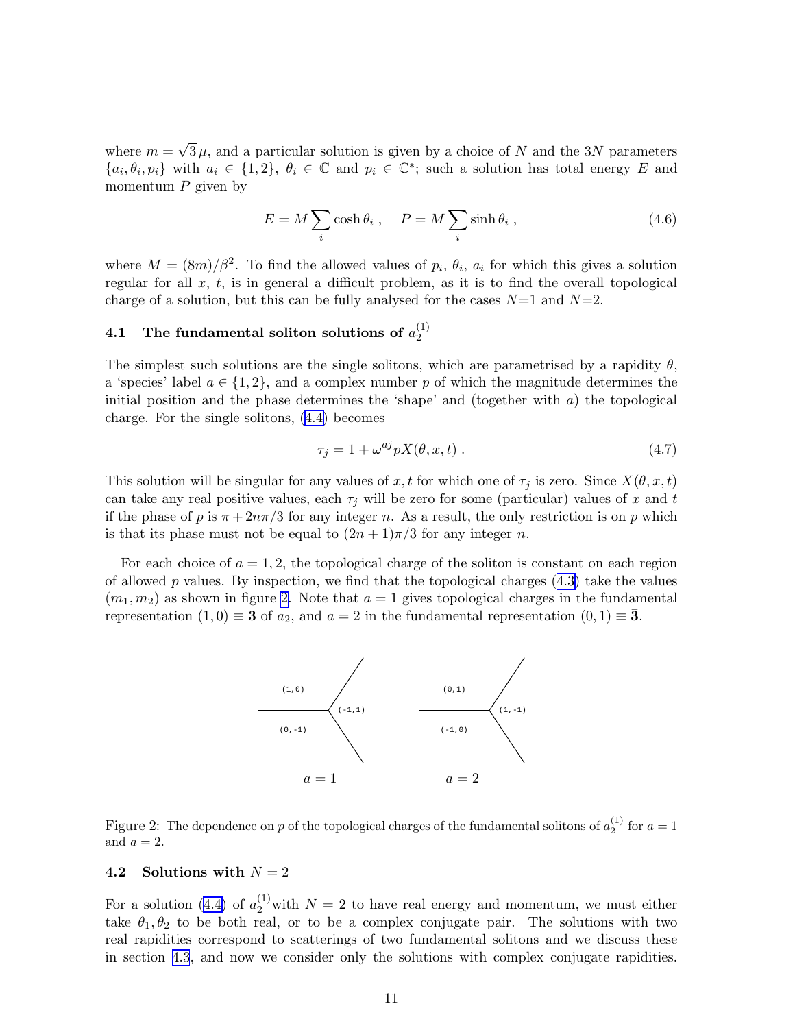where $m = \sqrt{3}\,\mu$, and a particular solution is given by a choice of $N$ and the $3N$ parameters $\{a_i, \theta_i, p_i\}$ with $a_i \in \{1,2\}$, $\theta_i \in \mathbb{C}$ and $p_i \in \mathbb{C}^*$; such a solution has total energy $E$ and momentum $P$ given by

$$E = M \sum_i \cosh\theta_i \;, \quad P = M \sum_i \sinh\theta_i \;, \tag{4.6}$$

where $M = (8m)/\beta^2$. To find the allowed values of $p_i$, $\theta_i$, $a_i$ for which this gives a solution regular for all $x$, $t$, is in general a difficult problem, as it is to find the overall topological charge of a solution, but this can be fully analysed for the cases $N$=1 and $N$=2.

### 4.1 The fundamental soliton solutions of $a_2^{(1)}$

The simplest such solutions are the single solitons, which are parametrised by a rapidity $\theta$, a 'species' label $a \in \{1,2\}$, and a complex number $p$ of which the magnitude determines the initial position and the phase determines the 'shape' and (together with $a$) the topological charge. For the single solitons, (4.4) becomes

$$\tau_j = 1 + \omega^{aj} p X(\theta, x, t) \;. \tag{4.7}$$

This solution will be singular for any values of $x, t$ for which one of $\tau_j$ is zero. Since $X(\theta,x,t)$ can take any real positive values, each $\tau_j$ will be zero for some (particular) values of $x$ and $t$ if the phase of $p$ is $\pi + 2n\pi/3$ for any integer $n$. As a result, the only restriction is on $p$ which is that its phase must not be equal to $(2n+1)\pi/3$ for any integer $n$.

For each choice of $a = 1,2$, the topological charge of the soliton is constant on each region of allowed $p$ values. By inspection, we find that the topological charges (4.3) take the values $(m_1, m_2)$ as shown in figure 2. Note that $a = 1$ gives topological charges in the fundamental representation $(1,0) \equiv \mathbf{3}$ of $a_2$, and $a = 2$ in the fundamental representation $(0,1) \equiv \bar{\mathbf{3}}$.

(1,0)
(-1,1)
(0,-1)
$a = 1$

(0,1)
(1,-1)
(-1,0)
$a = 2$

Figure 2: The dependence on $p$ of the topological charges of the fundamental solitons of $a_2^{(1)}$ for $a = 1$ and $a = 2$.

### 4.2 Solutions with $N = 2$

For a solution (4.4) of $a_2^{(1)}$with $N = 2$ to have real energy and momentum, we must either take $\theta_1, \theta_2$ to be both real, or to be a complex conjugate pair. The solutions with two real rapidities correspond to scatterings of two fundamental solitons and we discuss these in section 4.3, and now we consider only the solutions with complex conjugate rapidities.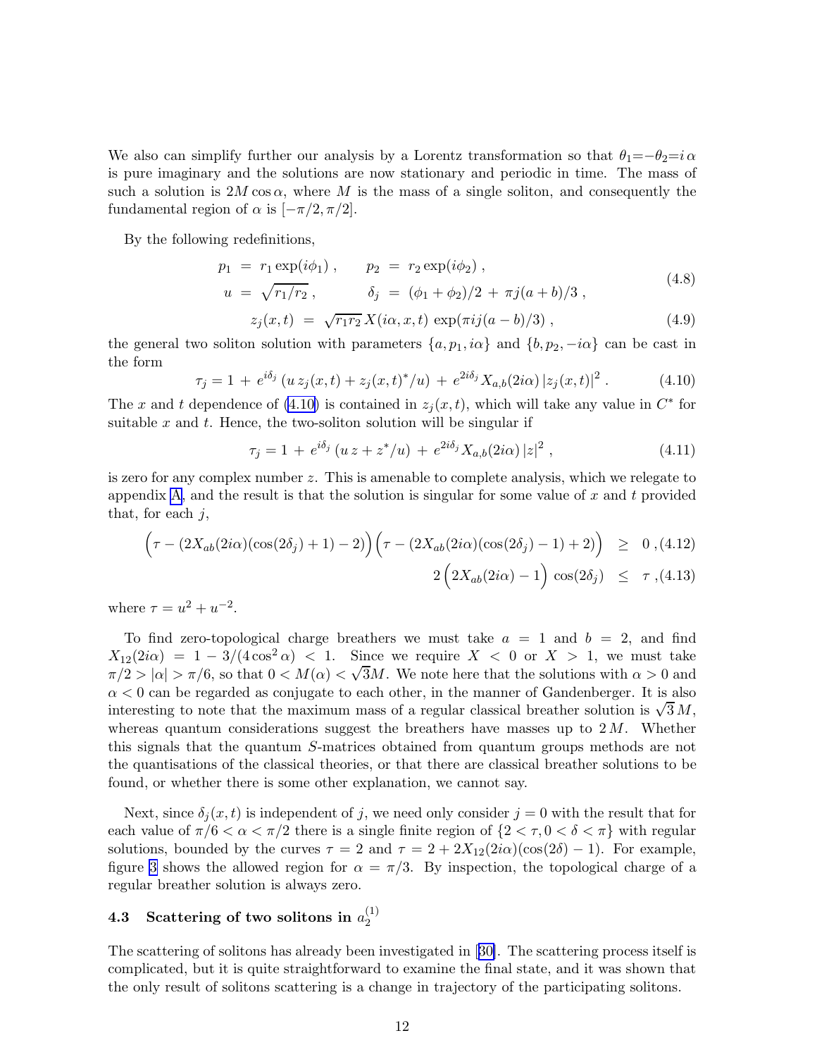We also can simplify further our analysis by a Lorentz transformation so that $\theta_1 = -\theta_2 = i\,\alpha$ is pure imaginary and the solutions are now stationary and periodic in time. The mass of such a solution is $2M\cos\alpha$, where $M$ is the mass of a single soliton, and consequently the fundamental region of $\alpha$ is $[-\pi/2, \pi/2]$.

By the following redefinitions,

$$
\begin{aligned}
p_1 &= r_1 \exp(i\phi_1)\,, \qquad & p_2 &= r_2 \exp(i\phi_2)\,, \\
u &= \sqrt{r_1/r_2}\,, \qquad & \delta_j &= (\phi_1+\phi_2)/2 \,+\, \pi j(a+b)/3\,,
\end{aligned}
\tag{4.8}
$$

$$
z_j(x,t) \;=\; \sqrt{r_1 r_2}\,X(i\alpha,x,t)\,\exp(\pi i j(a-b)/3)\,, \tag{4.9}
$$

the general two soliton solution with parameters $\{a, p_1, i\alpha\}$ and $\{b, p_2, -i\alpha\}$ can be cast in the form

$$
\tau_j = 1 \,+\, e^{i\delta_j}\left(u\,z_j(x,t) + z_j(x,t)^*/u\right) \,+\, e^{2i\delta_j} X_{a,b}(2i\alpha)\,|z_j(x,t)|^2\,. \tag{4.10}
$$

The $x$ and $t$ dependence of (4.10) is contained in $z_j(x,t)$, which will take any value in $C^*$ for suitable $x$ and $t$. Hence, the two-soliton solution will be singular if

$$
\tau_j = 1 \,+\, e^{i\delta_j}\left(u\,z + z^*/u\right) \,+\, e^{2i\delta_j} X_{a,b}(2i\alpha)\,|z|^2\,, \tag{4.11}
$$

is zero for any complex number $z$. This is amenable to complete analysis, which we relegate to appendix A, and the result is that the solution is singular for some value of $x$ and $t$ provided that, for each $j$,

$$
\Big(\tau - (2X_{ab}(2i\alpha)(\cos(2\delta_j)+1)-2)\Big)\Big(\tau - (2X_{ab}(2i\alpha)(\cos(2\delta_j)-1)+2)\Big) \;\geq\; 0\,, \tag{4.12}
$$

$$
2\Big(2X_{ab}(2i\alpha)-1\Big)\cos(2\delta_j) \;\leq\; \tau\,, \tag{4.13}
$$

where $\tau = u^2 + u^{-2}$.

To find zero-topological charge breathers we must take $a = 1$ and $b = 2$, and find $X_{12}(2i\alpha) = 1 - 3/(4\cos^2\alpha) < 1$. Since we require $X < 0$ or $X > 1$, we must take $\pi/2 > |\alpha| > \pi/6$, so that $0 < M(\alpha) < \sqrt{3}M$. We note here that the solutions with $\alpha > 0$ and $\alpha < 0$ can be regarded as conjugate to each other, in the manner of Gandenberger. It is also interesting to note that the maximum mass of a regular classical breather solution is $\sqrt{3}\,M$, whereas quantum considerations suggest the breathers have masses up to $2\,M$. Whether this signals that the quantum $S$-matrices obtained from quantum groups methods are not the quantisations of the classical theories, or that there are classical breather solutions to be found, or whether there is some other explanation, we cannot say.

Next, since $\delta_j(x,t)$ is independent of $j$, we need only consider $j = 0$ with the result that for each value of $\pi/6 < \alpha < \pi/2$ there is a single finite region of $\{2 < \tau, 0 < \delta < \pi\}$ with regular solutions, bounded by the curves $\tau = 2$ and $\tau = 2 + 2X_{12}(2i\alpha)(\cos(2\delta) - 1)$. For example, figure 3 shows the allowed region for $\alpha = \pi/3$. By inspection, the topological charge of a regular breather solution is always zero.

### 4.3 Scattering of two solitons in $a_2^{(1)}$

The scattering of solitons has already been investigated in [30]. The scattering process itself is complicated, but it is quite straightforward to examine the final state, and it was shown that the only result of solitons scattering is a change in trajectory of the participating solitons.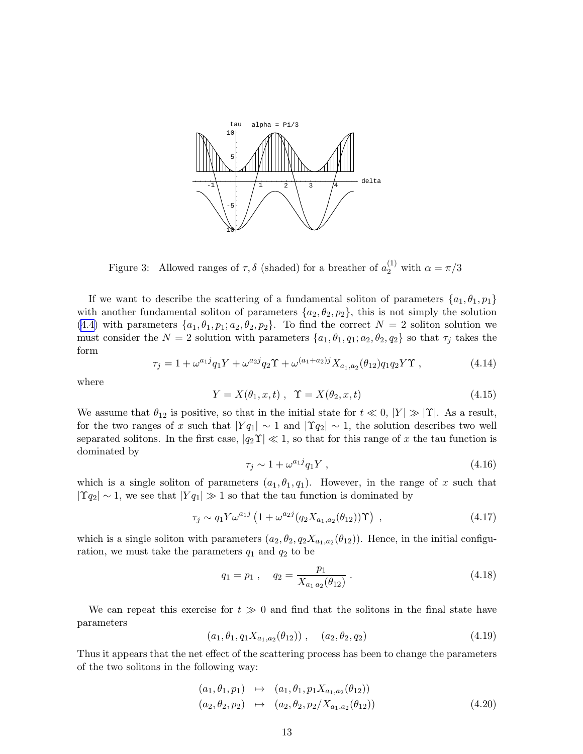tau alpha = Pi/3

10

5

-5

-10

-1 1 2 3 4 delta

Figure 3: Allowed ranges of $\tau, \delta$ (shaded) for a breather of $a_2^{(1)}$ with $\alpha = \pi/3$

If we want to describe the scattering of a fundamental soliton of parameters $\{a_1, \theta_1, p_1\}$ with another fundamental soliton of parameters $\{a_2, \theta_2, p_2\}$, this is not simply the solution (4.4) with parameters $\{a_1, \theta_1, p_1; a_2, \theta_2, p_2\}$. To find the correct $N = 2$ soliton solution we must consider the $N = 2$ solution with parameters $\{a_1, \theta_1, q_1; a_2, \theta_2, q_2\}$ so that $\tau_j$ takes the form

$$\tau_j = 1 + \omega^{a_1 j} q_1 Y + \omega^{a_2 j} q_2 \Upsilon + \omega^{(a_1+a_2)j} X_{a_1,a_2}(\theta_{12}) q_1 q_2 Y \Upsilon , \tag{4.14}$$

where

$$Y = X(\theta_1, x, t) , \quad \Upsilon = X(\theta_2, x, t) \tag{4.15}$$

We assume that $\theta_{12}$ is positive, so that in the initial state for $t \ll 0$, $|Y| \gg |\Upsilon|$. As a result, for the two ranges of $x$ such that $|Yq_1| \sim 1$ and $|\Upsilon q_2| \sim 1$, the solution describes two well separated solitons. In the first case, $|q_2 \Upsilon| \ll 1$, so that for this range of $x$ the tau function is dominated by

$$\tau_j \sim 1 + \omega^{a_1 j} q_1 Y , \tag{4.16}$$

which is a single soliton of parameters $(a_1, \theta_1, q_1)$. However, in the range of $x$ such that $|\Upsilon q_2| \sim 1$, we see that $|Y q_1| \gg 1$ so that the tau function is dominated by

$$\tau_j \sim q_1 Y \omega^{a_1 j} \left(1 + \omega^{a_2 j} (q_2 X_{a_1,a_2}(\theta_{12})) \Upsilon\right) , \tag{4.17}$$

which is a single soliton with parameters $(a_2, \theta_2, q_2 X_{a_1,a_2}(\theta_{12}))$. Hence, in the initial configuration, we must take the parameters $q_1$ and $q_2$ to be

$$q_1 = p_1 , \quad q_2 = \frac{p_1}{X_{a_1 a_2}(\theta_{12})} . \tag{4.18}$$

We can repeat this exercise for $t \gg 0$ and find that the solitons in the final state have parameters

$$(a_1, \theta_1, q_1 X_{a_1,a_2}(\theta_{12})) , \quad (a_2, \theta_2, q_2) \tag{4.19}$$

Thus it appears that the net effect of the scattering process has been to change the parameters of the two solitons in the following way:

$$\begin{aligned} (a_1, \theta_1, p_1) &\mapsto (a_1, \theta_1, p_1 X_{a_1,a_2}(\theta_{12})) \\ (a_2, \theta_2, p_2) &\mapsto (a_2, \theta_2, p_2 / X_{a_1,a_2}(\theta_{12})) \end{aligned} \tag{4.20}$$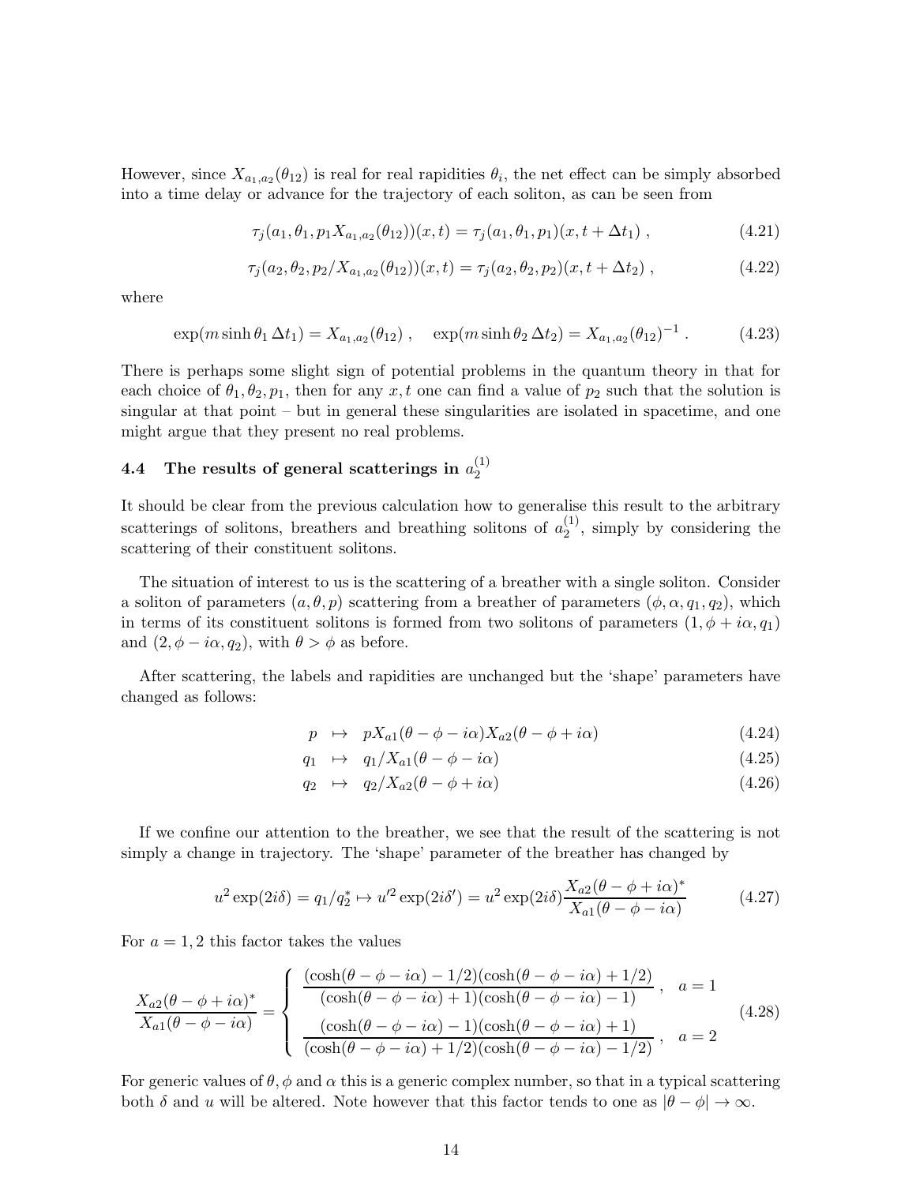However, since $X_{a_1,a_2}(\theta_{12})$ is real for real rapidities $\theta_i$, the net effect can be simply absorbed into a time delay or advance for the trajectory of each soliton, as can be seen from

$$\tau_j(a_1, \theta_1, p_1 X_{a_1,a_2}(\theta_{12}))(x,t) = \tau_j(a_1, \theta_1, p_1)(x, t + \Delta t_1) \ , \tag{4.21}$$

$$\tau_j(a_2, \theta_2, p_2 / X_{a_1,a_2}(\theta_{12}))(x,t) = \tau_j(a_2, \theta_2, p_2)(x, t + \Delta t_2) \ , \tag{4.22}$$

where

$$\exp(m \sinh \theta_1 \, \Delta t_1) = X_{a_1,a_2}(\theta_{12}) \ , \quad \exp(m \sinh \theta_2 \, \Delta t_2) = X_{a_1,a_2}(\theta_{12})^{-1} \ . \tag{4.23}$$

There is perhaps some slight sign of potential problems in the quantum theory in that for each choice of $\theta_1, \theta_2, p_1$, then for any $x, t$ one can find a value of $p_2$ such that the solution is singular at that point – but in general these singularities are isolated in spacetime, and one might argue that they present no real problems.

### 4.4 The results of general scatterings in $a_2^{(1)}$

It should be clear from the previous calculation how to generalise this result to the arbitrary scatterings of solitons, breathers and breathing solitons of $a_2^{(1)}$, simply by considering the scattering of their constituent solitons.

The situation of interest to us is the scattering of a breather with a single soliton. Consider a soliton of parameters $(a, \theta, p)$ scattering from a breather of parameters $(\phi, \alpha, q_1, q_2)$, which in terms of its constituent solitons is formed from two solitons of parameters $(1, \phi + i\alpha, q_1)$ and $(2, \phi - i\alpha, q_2)$, with $\theta > \phi$ as before.

After scattering, the labels and rapidities are unchanged but the 'shape' parameters have changed as follows:

$$p \ \mapsto \ p X_{a1}(\theta - \phi - i\alpha) X_{a2}(\theta - \phi + i\alpha) \tag{4.24}$$

$$q_1 \ \mapsto \ q_1 / X_{a1}(\theta - \phi - i\alpha) \tag{4.25}$$

$$q_2 \ \mapsto \ q_2 / X_{a2}(\theta - \phi + i\alpha) \tag{4.26}$$

If we confine our attention to the breather, we see that the result of the scattering is not simply a change in trajectory. The 'shape' parameter of the breather has changed by

$$u^2 \exp(2i\delta) = q_1/q_2^* \mapsto u'^2 \exp(2i\delta') = u^2 \exp(2i\delta) \frac{X_{a2}(\theta - \phi + i\alpha)^*}{X_{a1}(\theta - \phi - i\alpha)} \tag{4.27}$$

For $a = 1, 2$ this factor takes the values

$$\frac{X_{a2}(\theta - \phi + i\alpha)^*}{X_{a1}(\theta - \phi - i\alpha)} = \begin{cases} \dfrac{(\cosh(\theta - \phi - i\alpha) - 1/2)(\cosh(\theta - \phi - i\alpha) + 1/2)}{(\cosh(\theta - \phi - i\alpha) + 1)(\cosh(\theta - \phi - i\alpha) - 1)} \ , & a = 1 \\[2ex] \dfrac{(\cosh(\theta - \phi - i\alpha) - 1)(\cosh(\theta - \phi - i\alpha) + 1)}{(\cosh(\theta - \phi - i\alpha) + 1/2)(\cosh(\theta - \phi - i\alpha) - 1/2)} \ , & a = 2 \end{cases} \tag{4.28}$$

For generic values of $\theta, \phi$ and $\alpha$ this is a generic complex number, so that in a typical scattering both $\delta$ and $u$ will be altered. Note however that this factor tends to one as $|\theta - \phi| \to \infty$.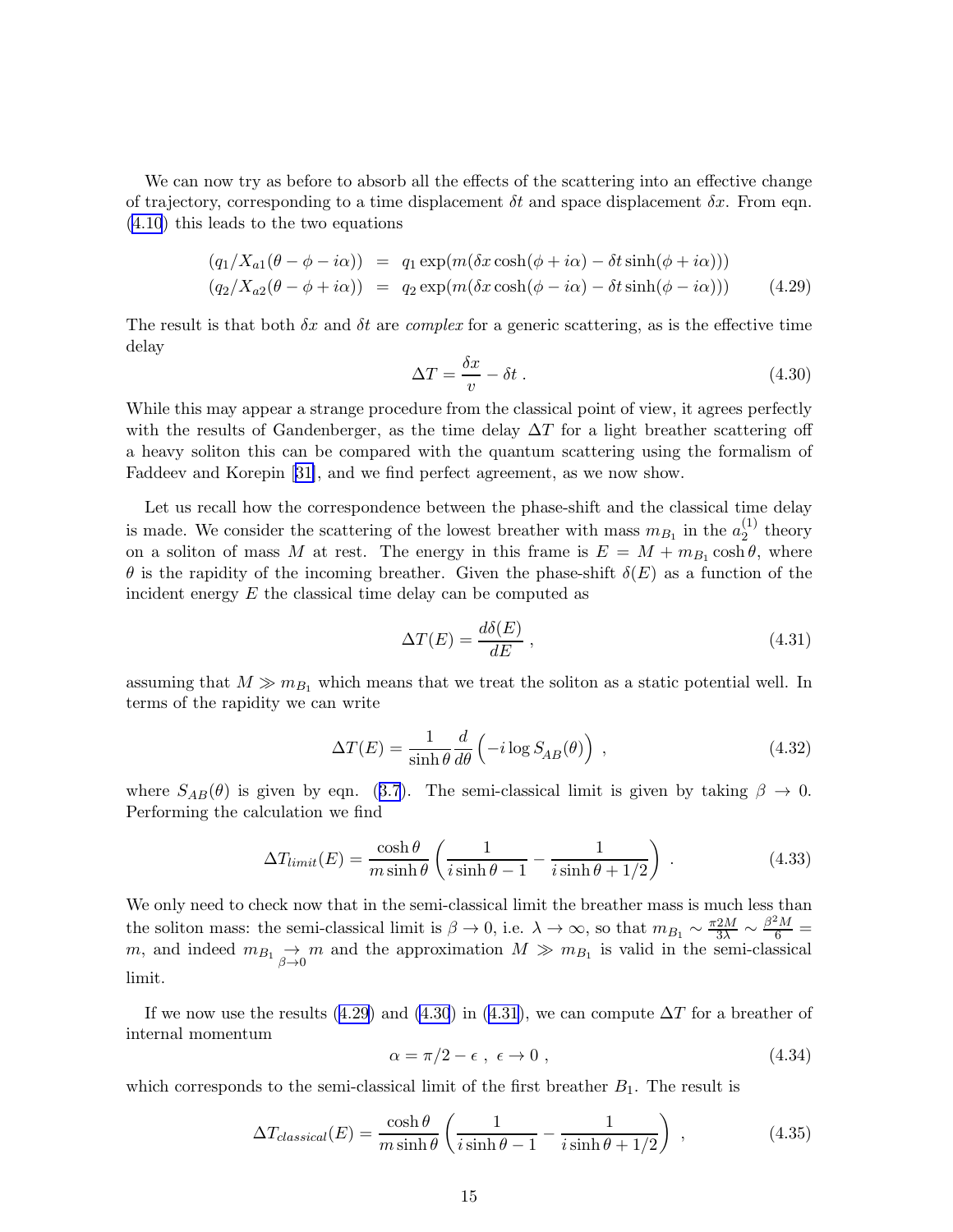We can now try as before to absorb all the effects of the scattering into an effective change of trajectory, corresponding to a time displacement $\delta t$ and space displacement $\delta x$. From eqn. (4.10) this leads to the two equations

$$
\begin{aligned}
(q_1/X_{a1}(\theta-\phi-i\alpha)) &= q_1 \exp(m(\delta x \cosh(\phi+i\alpha) - \delta t \sinh(\phi+i\alpha))) \\
(q_2/X_{a2}(\theta-\phi+i\alpha)) &= q_2 \exp(m(\delta x \cosh(\phi-i\alpha) - \delta t \sinh(\phi-i\alpha)))
\end{aligned}
\tag{4.29}
$$

The result is that both $\delta x$ and $\delta t$ are *complex* for a generic scattering, as is the effective time delay

$$
\Delta T = \frac{\delta x}{v} - \delta t \,. \tag{4.30}
$$

While this may appear a strange procedure from the classical point of view, it agrees perfectly with the results of Gandenberger, as the time delay $\Delta T$ for a light breather scattering off a heavy soliton this can be compared with the quantum scattering using the formalism of Faddeev and Korepin [31], and we find perfect agreement, as we now show.

Let us recall how the correspondence between the phase-shift and the classical time delay is made. We consider the scattering of the lowest breather with mass $m_{B_1}$ in the $a_2^{(1)}$ theory on a soliton of mass $M$ at rest. The energy in this frame is $E = M + m_{B_1}\cosh\theta$, where $\theta$ is the rapidity of the incoming breather. Given the phase-shift $\delta(E)$ as a function of the incident energy $E$ the classical time delay can be computed as

$$
\Delta T(E) = \frac{d\delta(E)}{dE} \,, \tag{4.31}
$$

assuming that $M \gg m_{B_1}$ which means that we treat the soliton as a static potential well. In terms of the rapidity we can write

$$
\Delta T(E) = \frac{1}{\sinh\theta}\frac{d}{d\theta}\left(-i\log S_{AB}(\theta)\right) \,, \tag{4.32}
$$

where $S_{AB}(\theta)$ is given by eqn. (3.7). The semi-classical limit is given by taking $\beta \to 0$. Performing the calculation we find

$$
\Delta T_{limit}(E) = \frac{\cosh\theta}{m\sinh\theta}\left(\frac{1}{i\sinh\theta - 1} - \frac{1}{i\sinh\theta + 1/2}\right) \,. \tag{4.33}
$$

We only need to check now that in the semi-classical limit the breather mass is much less than the soliton mass: the semi-classical limit is $\beta \to 0$, i.e. $\lambda \to \infty$, so that $m_{B_1} \sim \frac{\pi 2M}{3\lambda} \sim \frac{\beta^2 M}{6} = m$, and indeed $m_{B_1} \underset{\beta\to 0}{\to} m$ and the approximation $M \gg m_{B_1}$ is valid in the semi-classical limit.

If we now use the results (4.29) and (4.30) in (4.31), we can compute $\Delta T$ for a breather of internal momentum

$$
\alpha = \pi/2 - \epsilon \,,\; \epsilon \to 0 \,, \tag{4.34}
$$

which corresponds to the semi-classical limit of the first breather $B_1$. The result is

$$
\Delta T_{classical}(E) = \frac{\cosh\theta}{m\sinh\theta}\left(\frac{1}{i\sinh\theta - 1} - \frac{1}{i\sinh\theta + 1/2}\right) \,, \tag{4.35}
$$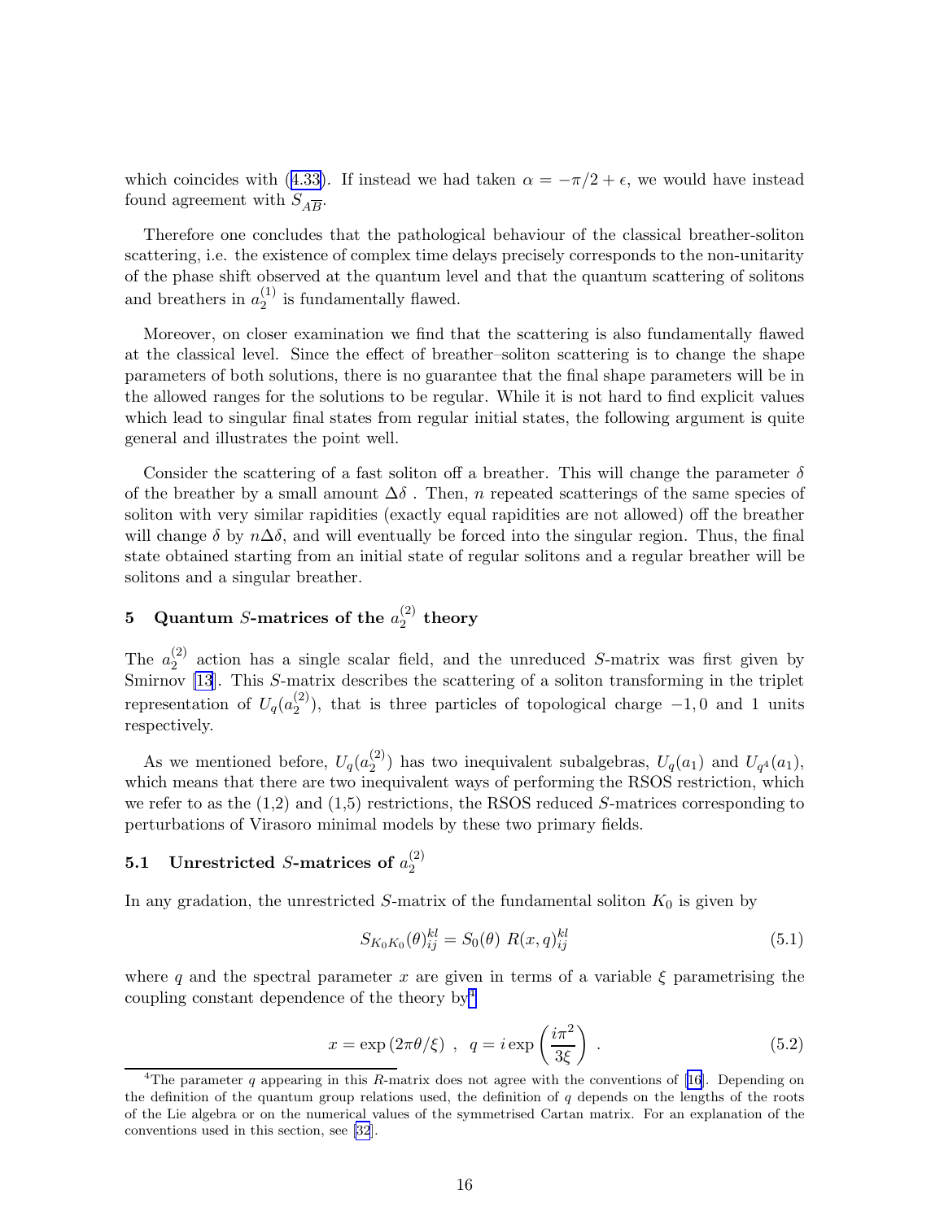which coincides with (4.33). If instead we had taken $\alpha = -\pi/2 + \epsilon$, we would have instead found agreement with $S_{A\overline{B}}$.

Therefore one concludes that the pathological behaviour of the classical breather-soliton scattering, i.e. the existence of complex time delays precisely corresponds to the non-unitarity of the phase shift observed at the quantum level and that the quantum scattering of solitons and breathers in $a_2^{(1)}$ is fundamentally flawed.

Moreover, on closer examination we find that the scattering is also fundamentally flawed at the classical level. Since the effect of breather–soliton scattering is to change the shape parameters of both solutions, there is no guarantee that the final shape parameters will be in the allowed ranges for the solutions to be regular. While it is not hard to find explicit values which lead to singular final states from regular initial states, the following argument is quite general and illustrates the point well.

Consider the scattering of a fast soliton off a breather. This will change the parameter $\delta$ of the breather by a small amount $\Delta\delta$ . Then, $n$ repeated scatterings of the same species of soliton with very similar rapidities (exactly equal rapidities are not allowed) off the breather will change $\delta$ by $n\Delta\delta$, and will eventually be forced into the singular region. Thus, the final state obtained starting from an initial state of regular solitons and a regular breather will be solitons and a singular breather.

# 5 Quantum $S$-matrices of the $a_2^{(2)}$ theory

The $a_2^{(2)}$ action has a single scalar field, and the unreduced $S$-matrix was first given by Smirnov [13]. This $S$-matrix describes the scattering of a soliton transforming in the triplet representation of $U_q(a_2^{(2)})$, that is three particles of topological charge $-1, 0$ and $1$ units respectively.

As we mentioned before, $U_q(a_2^{(2)})$ has two inequivalent subalgebras, $U_q(a_1)$ and $U_{q^4}(a_1)$, which means that there are two inequivalent ways of performing the RSOS restriction, which we refer to as the (1,2) and (1,5) restrictions, the RSOS reduced $S$-matrices corresponding to perturbations of Virasoro minimal models by these two primary fields.

## 5.1 Unrestricted $S$-matrices of $a_2^{(2)}$

In any gradation, the unrestricted $S$-matrix of the fundamental soliton $K_0$ is given by

$$S_{K_0 K_0}(\theta)_{ij}^{kl} = S_0(\theta)\ R(x,q)_{ij}^{kl} \tag{5.1}$$

where $q$ and the spectral parameter $x$ are given in terms of a variable $\xi$ parametrising the coupling constant dependence of the theory by[4]

$$x = \exp\left(2\pi\theta/\xi\right)\ ,\ \ q = i\exp\left(\frac{i\pi^2}{3\xi}\right)\ . \tag{5.2}$$

[4] The parameter $q$ appearing in this $R$-matrix does not agree with the conventions of [16]. Depending on the definition of the quantum group relations used, the definition of $q$ depends on the lengths of the roots of the Lie algebra or on the numerical values of the symmetrised Cartan matrix. For an explanation of the conventions used in this section, see [32].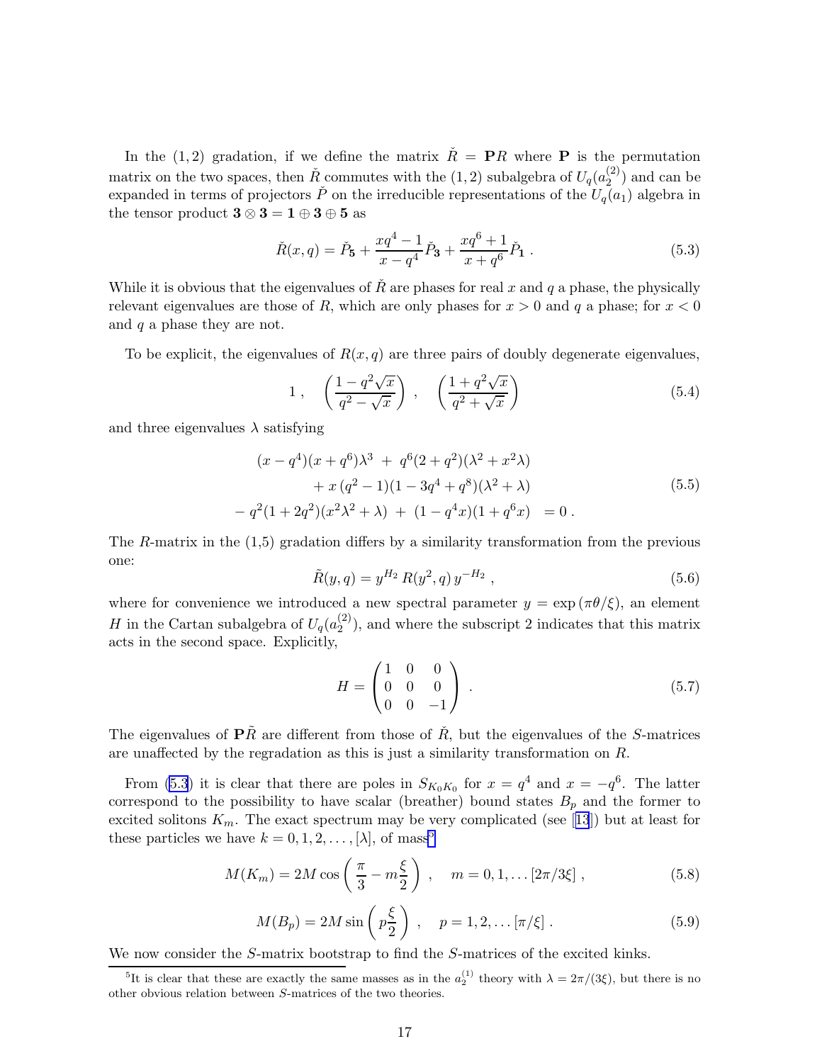In the $(1,2)$ gradation, if we define the matrix $\check{R} = \mathbf{P}R$ where $\mathbf{P}$ is the permutation matrix on the two spaces, then $\check{R}$ commutes with the $(1,2)$ subalgebra of $U_q(a_2^{(2)})$ and can be expanded in terms of projectors $\check{P}$ on the irreducible representations of the $U_q(a_1)$ algebra in the tensor product $\mathbf{3} \otimes \mathbf{3} = \mathbf{1} \oplus \mathbf{3} \oplus \mathbf{5}$ as

$$\check{R}(x,q) = \check{P}_{\mathbf{5}} + \frac{xq^4 - 1}{x - q^4}\check{P}_{\mathbf{3}} + \frac{xq^6 + 1}{x + q^6}\check{P}_{\mathbf{1}} \; . \tag{5.3}$$

While it is obvious that the eigenvalues of $\check{R}$ are phases for real $x$ and $q$ a phase, the physically relevant eigenvalues are those of $R$, which are only phases for $x > 0$ and $q$ a phase; for $x < 0$ and $q$ a phase they are not.

To be explicit, the eigenvalues of $R(x,q)$ are three pairs of doubly degenerate eigenvalues,

$$1 \; , \quad \left(\frac{1 - q^2\sqrt{x}}{q^2 - \sqrt{x}}\right) \; , \quad \left(\frac{1 + q^2\sqrt{x}}{q^2 + \sqrt{x}}\right) \tag{5.4}$$

and three eigenvalues $\lambda$ satisfying

$$\begin{aligned}
(x - q^4)(x + q^6)\lambda^3 \; + \; q^6(2 + q^2)(\lambda^2 + x^2\lambda) & \\
+ \, x\,(q^2 - 1)(1 - 3q^4 + q^8)(\lambda^2 + \lambda) & \\
- \, q^2(1 + 2q^2)(x^2\lambda^2 + \lambda) \; + \; (1 - q^4x)(1 + q^6x) & \; = 0 \; .
\end{aligned} \tag{5.5}$$

The $R$-matrix in the $(1,5)$ gradation differs by a similarity transformation from the previous one:

$$\tilde{R}(y,q) = y^{H_2}\, R(y^2,q)\, y^{-H_2} \; , \tag{5.6}$$

where for convenience we introduced a new spectral parameter $y = \exp\left(\pi\theta/\xi\right)$, an element $H$ in the Cartan subalgebra of $U_q(a_2^{(2)})$, and where the subscript 2 indicates that this matrix acts in the second space. Explicitly,

$$H = \begin{pmatrix} 1 & 0 & 0 \\ 0 & 0 & 0 \\ 0 & 0 & -1 \end{pmatrix} \; . \tag{5.7}$$

The eigenvalues of $\mathbf{P}\tilde{R}$ are different from those of $\check{R}$, but the eigenvalues of the $S$-matrices are unaffected by the regradation as this is just a similarity transformation on $R$.

From (5.3) it is clear that there are poles in $S_{K_0K_0}$ for $x = q^4$ and $x = -q^6$. The latter correspond to the possibility to have scalar (breather) bound states $B_p$ and the former to excited solitons $K_m$. The exact spectrum may be very complicated (see [13]) but at least for these particles we have $k = 0, 1, 2, \ldots, [\lambda]$, of mass[5]

$$M(K_m) = 2M\cos\left(\frac{\pi}{3} - m\frac{\xi}{2}\right) \; , \quad m = 0, 1, \ldots [2\pi/3\xi] \; , \tag{5.8}$$

$$M(B_p) = 2M\sin\left(p\frac{\xi}{2}\right) \; , \quad p = 1, 2, \ldots [\pi/\xi] \; . \tag{5.9}$$

We now consider the $S$-matrix bootstrap to find the $S$-matrices of the excited kinks.

[5] It is clear that these are exactly the same masses as in the $a_2^{(1)}$ theory with $\lambda = 2\pi/(3\xi)$, but there is no other obvious relation between $S$-matrices of the two theories.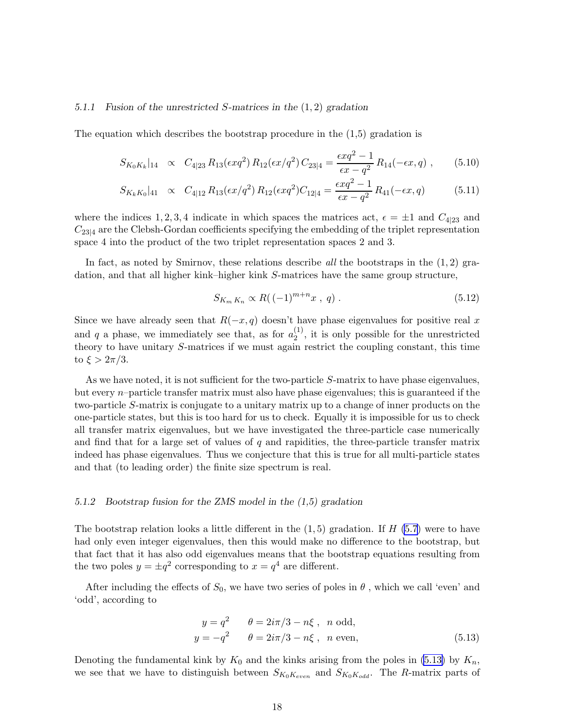#### 5.1.1 *Fusion of the unrestricted S-matrices in the (1, 2) gradation*

The equation which describes the bootstrap procedure in the (1,5) gradation is

$$S_{K_0K_k}|_{14} \;\propto\; C_{4|23}\, R_{13}(\epsilon x q^2)\, R_{12}(\epsilon x/q^2)\, C_{23|4} = \frac{\epsilon x q^2 - 1}{\epsilon x - q^2}\, R_{14}(-\epsilon x, q)\;, \tag{5.10}$$

$$S_{K_kK_0}|_{41} \;\propto\; C_{4|12}\, R_{13}(\epsilon x/q^2)\, R_{12}(\epsilon x q^2) C_{12|4} = \frac{\epsilon x q^2 - 1}{\epsilon x - q^2}\, R_{41}(-\epsilon x, q) \tag{5.11}$$

where the indices 1, 2, 3, 4 indicate in which spaces the matrices act, $\epsilon = \pm 1$ and $C_{4|23}$ and $C_{23|4}$ are the Clebsh-Gordan coefficients specifying the embedding of the triplet representation space 4 into the product of the two triplet representation spaces 2 and 3.

In fact, as noted by Smirnov, these relations describe *all* the bootstraps in the (1, 2) gradation, and that all higher kink–higher kink S-matrices have the same group structure,

$$S_{K_m\,K_n} \propto R(\,(-1)^{m+n} x\;,\; q)\;. \tag{5.12}$$

Since we have already seen that $R(-x, q)$ doesn't have phase eigenvalues for positive real $x$ and $q$ a phase, we immediately see that, as for $a_2^{(1)}$, it is only possible for the unrestricted theory to have unitary S-matrices if we must again restrict the coupling constant, this time to $\xi > 2\pi/3$.

As we have noted, it is not sufficient for the two-particle S-matrix to have phase eigenvalues, but every $n$–particle transfer matrix must also have phase eigenvalues; this is guaranteed if the two-particle S-matrix is conjugate to a unitary matrix up to a change of inner products on the one-particle states, but this is too hard for us to check. Equally it is impossible for us to check all transfer matrix eigenvalues, but we have investigated the three-particle case numerically and find that for a large set of values of $q$ and rapidities, the three-particle transfer matrix indeed has phase eigenvalues. Thus we conjecture that this is true for all multi-particle states and that (to leading order) the finite size spectrum is real.

#### 5.1.2 *Bootstrap fusion for the ZMS model in the (1,5) gradation*

The bootstrap relation looks a little different in the (1, 5) gradation. If $H$ (5.7) were to have had only even integer eigenvalues, then this would make no difference to the bootstrap, but that fact that it has also odd eigenvalues means that the bootstrap equations resulting from the two poles $y = \pm q^2$ corresponding to $x = q^4$ are different.

After including the effects of $S_0$, we have two series of poles in $\theta$ , which we call 'even' and 'odd', according to

$$\begin{aligned} y = q^2 \qquad & \theta = 2i\pi/3 - n\xi\;,\;\; n \text{ odd}, \\ y = -q^2 \qquad & \theta = 2i\pi/3 - n\xi\;,\;\; n \text{ even}, \end{aligned} \tag{5.13}$$

Denoting the fundamental kink by $K_0$ and the kinks arising from the poles in (5.13) by $K_n$, we see that we have to distinguish between $S_{K_0K_{even}}$ and $S_{K_0K_{odd}}$. The R-matrix parts of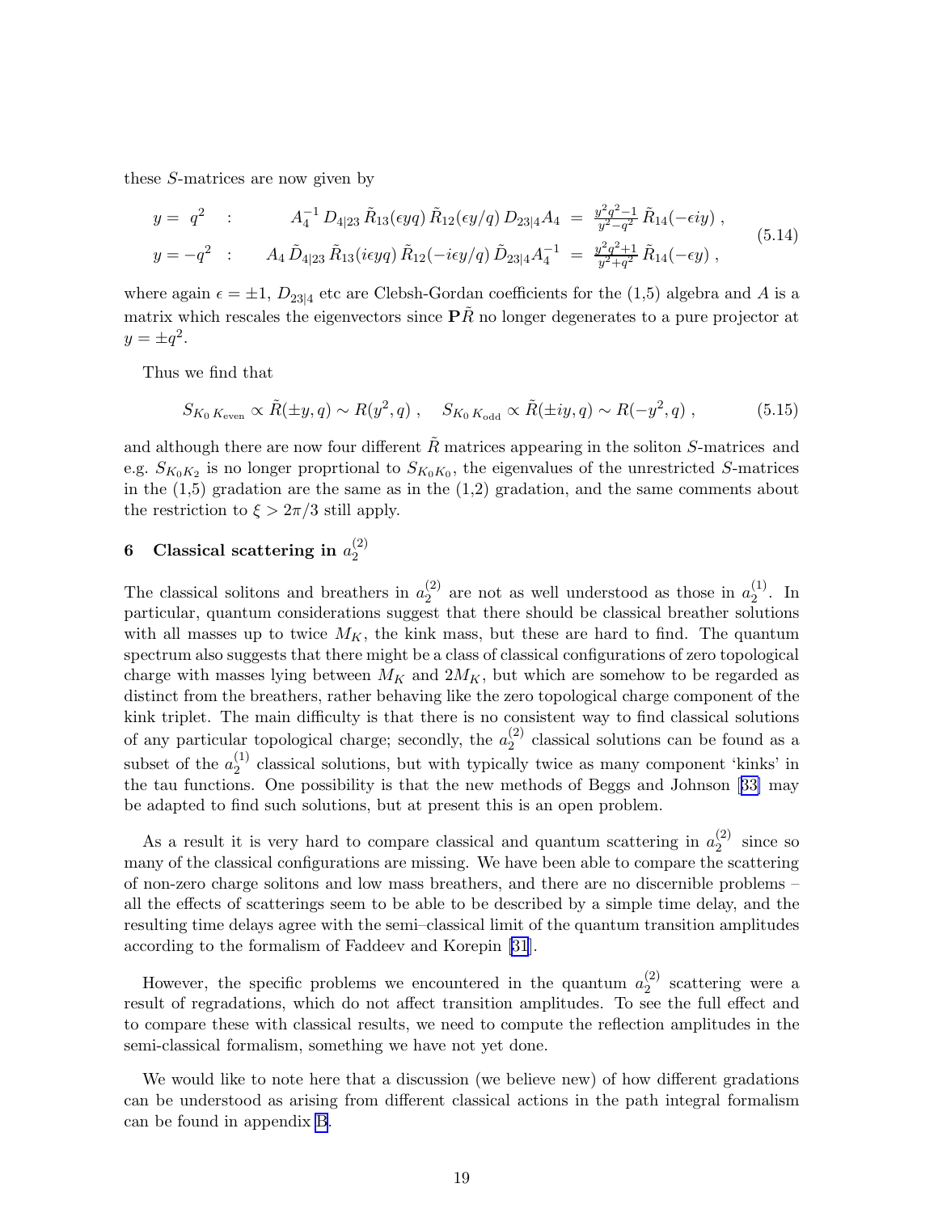these $S$-matrices are now given by

$$
\begin{aligned}
y = \; q^2 \quad &: \qquad A_4^{-1}\, D_{4|23}\, \tilde{R}_{13}(\epsilon y q)\, \tilde{R}_{12}(\epsilon y/q)\, D_{23|4} A_4 \;=\; \tfrac{y^2 q^2 - 1}{y^2 - q^2}\, \tilde{R}_{14}(-\epsilon i y)\;, \\
y = -q^2 \quad &: \qquad A_4\, \tilde{D}_{4|23}\, \tilde{R}_{13}(i\epsilon y q)\, \tilde{R}_{12}(-i\epsilon y/q)\, \tilde{D}_{23|4} A_4^{-1} \;=\; \tfrac{y^2 q^2 + 1}{y^2 + q^2}\, \tilde{R}_{14}(-\epsilon y)\;,
\end{aligned}
\tag{5.14}
$$

where again $\epsilon = \pm 1$, $D_{23|4}$ etc are Clebsh-Gordan coefficients for the (1,5) algebra and $A$ is a matrix which rescales the eigenvectors since $\mathbf{P}\tilde{R}$ no longer degenerates to a pure projector at $y = \pm q^2$.

Thus we find that

$$
S_{K_0\, K_{\rm even}} \propto \tilde{R}(\pm y, q) \sim R(y^2, q)\;, \quad S_{K_0\, K_{\rm odd}} \propto \tilde{R}(\pm i y, q) \sim R(-y^2, q)\;, \tag{5.15}
$$

and although there are now four different $\tilde{R}$ matrices appearing in the soliton $S$-matrices and e.g. $S_{K_0 K_2}$ is no longer proprtional to $S_{K_0 K_0}$, the eigenvalues of the unrestricted $S$-matrices in the (1,5) gradation are the same as in the (1,2) gradation, and the same comments about the restriction to $\xi > 2\pi/3$ still apply.

## 6 Classical scattering in $a_2^{(2)}$

The classical solitons and breathers in $a_2^{(2)}$ are not as well understood as those in $a_2^{(1)}$. In particular, quantum considerations suggest that there should be classical breather solutions with all masses up to twice $M_K$, the kink mass, but these are hard to find. The quantum spectrum also suggests that there might be a class of classical configurations of zero topological charge with masses lying between $M_K$ and $2M_K$, but which are somehow to be regarded as distinct from the breathers, rather behaving like the zero topological charge component of the kink triplet. The main difficulty is that there is no consistent way to find classical solutions of any particular topological charge; secondly, the $a_2^{(2)}$ classical solutions can be found as a subset of the $a_2^{(1)}$ classical solutions, but with typically twice as many component 'kinks' in the tau functions. One possibility is that the new methods of Beggs and Johnson [33] may be adapted to find such solutions, but at present this is an open problem.

As a result it is very hard to compare classical and quantum scattering in $a_2^{(2)}$ since so many of the classical configurations are missing. We have been able to compare the scattering of non-zero charge solitons and low mass breathers, and there are no discernible problems – all the effects of scatterings seem to be able to be described by a simple time delay, and the resulting time delays agree with the semi–classical limit of the quantum transition amplitudes according to the formalism of Faddeev and Korepin [31].

However, the specific problems we encountered in the quantum $a_2^{(2)}$ scattering were a result of regradations, which do not affect transition amplitudes. To see the full effect and to compare these with classical results, we need to compute the reflection amplitudes in the semi-classical formalism, something we have not yet done.

We would like to note here that a discussion (we believe new) of how different gradations can be understood as arising from different classical actions in the path integral formalism can be found in appendix B.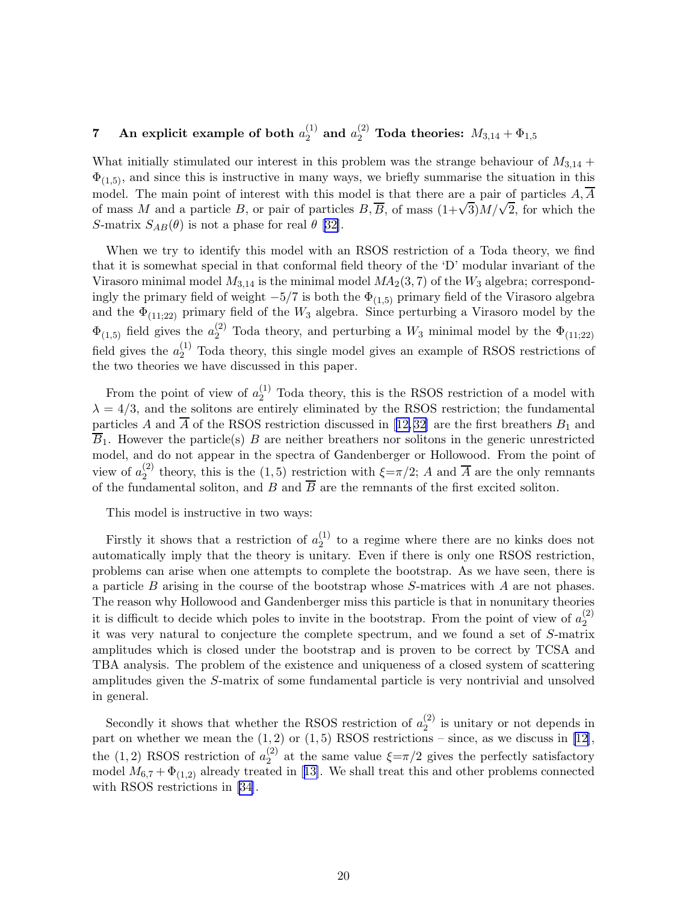## 7 An explicit example of both $a_2^{(1)}$ and $a_2^{(2)}$ Toda theories: $M_{3,14} + \Phi_{1,5}$

What initially stimulated our interest in this problem was the strange behaviour of $M_{3,14} + \Phi_{(1,5)}$, and since this is instructive in many ways, we briefly summarise the situation in this model. The main point of interest with this model is that there are a pair of particles $A, \overline{A}$ of mass $M$ and a particle $B$, or pair of particles $B, \overline{B}$, of mass $(1+\sqrt{3})M/\sqrt{2}$, for which the $S$-matrix $S_{AB}(\theta)$ is not a phase for real $\theta$ [32].

When we try to identify this model with an RSOS restriction of a Toda theory, we find that it is somewhat special in that conformal field theory of the 'D' modular invariant of the Virasoro minimal model $M_{3,14}$ is the minimal model $MA_2(3,7)$ of the $W_3$ algebra; correspondingly the primary field of weight $-5/7$ is both the $\Phi_{(1,5)}$ primary field of the Virasoro algebra and the $\Phi_{(11;22)}$ primary field of the $W_3$ algebra. Since perturbing a Virasoro model by the $\Phi_{(1,5)}$ field gives the $a_2^{(2)}$ Toda theory, and perturbing a $W_3$ minimal model by the $\Phi_{(11;22)}$ field gives the $a_2^{(1)}$ Toda theory, this single model gives an example of RSOS restrictions of the two theories we have discussed in this paper.

From the point of view of $a_2^{(1)}$ Toda theory, this is the RSOS restriction of a model with $\lambda = 4/3$, and the solitons are entirely eliminated by the RSOS restriction; the fundamental particles $A$ and $\overline{A}$ of the RSOS restriction discussed in [12, 32] are the first breathers $B_1$ and $\overline{B}_1$. However the particle(s) $B$ are neither breathers nor solitons in the generic unrestricted model, and do not appear in the spectra of Gandenberger or Hollowood. From the point of view of $a_2^{(2)}$ theory, this is the $(1,5)$ restriction with $\xi{=}\pi/2$; $A$ and $\overline{A}$ are the only remnants of the fundamental soliton, and $B$ and $\overline{B}$ are the remnants of the first excited soliton.

This model is instructive in two ways:

Firstly it shows that a restriction of $a_2^{(1)}$ to a regime where there are no kinks does not automatically imply that the theory is unitary. Even if there is only one RSOS restriction, problems can arise when one attempts to complete the bootstrap. As we have seen, there is a particle $B$ arising in the course of the bootstrap whose $S$-matrices with $A$ are not phases. The reason why Hollowood and Gandenberger miss this particle is that in nonunitary theories it is difficult to decide which poles to invite in the bootstrap. From the point of view of $a_2^{(2)}$ it was very natural to conjecture the complete spectrum, and we found a set of $S$-matrix amplitudes which is closed under the bootstrap and is proven to be correct by TCSA and TBA analysis. The problem of the existence and uniqueness of a closed system of scattering amplitudes given the $S$-matrix of some fundamental particle is very nontrivial and unsolved in general.

Secondly it shows that whether the RSOS restriction of $a_2^{(2)}$ is unitary or not depends in part on whether we mean the $(1,2)$ or $(1,5)$ RSOS restrictions – since, as we discuss in [12], the $(1,2)$ RSOS restriction of $a_2^{(2)}$ at the same value $\xi{=}\pi/2$ gives the perfectly satisfactory model $M_{6,7} + \Phi_{(1,2)}$ already treated in [13]. We shall treat this and other problems connected with RSOS restrictions in [34].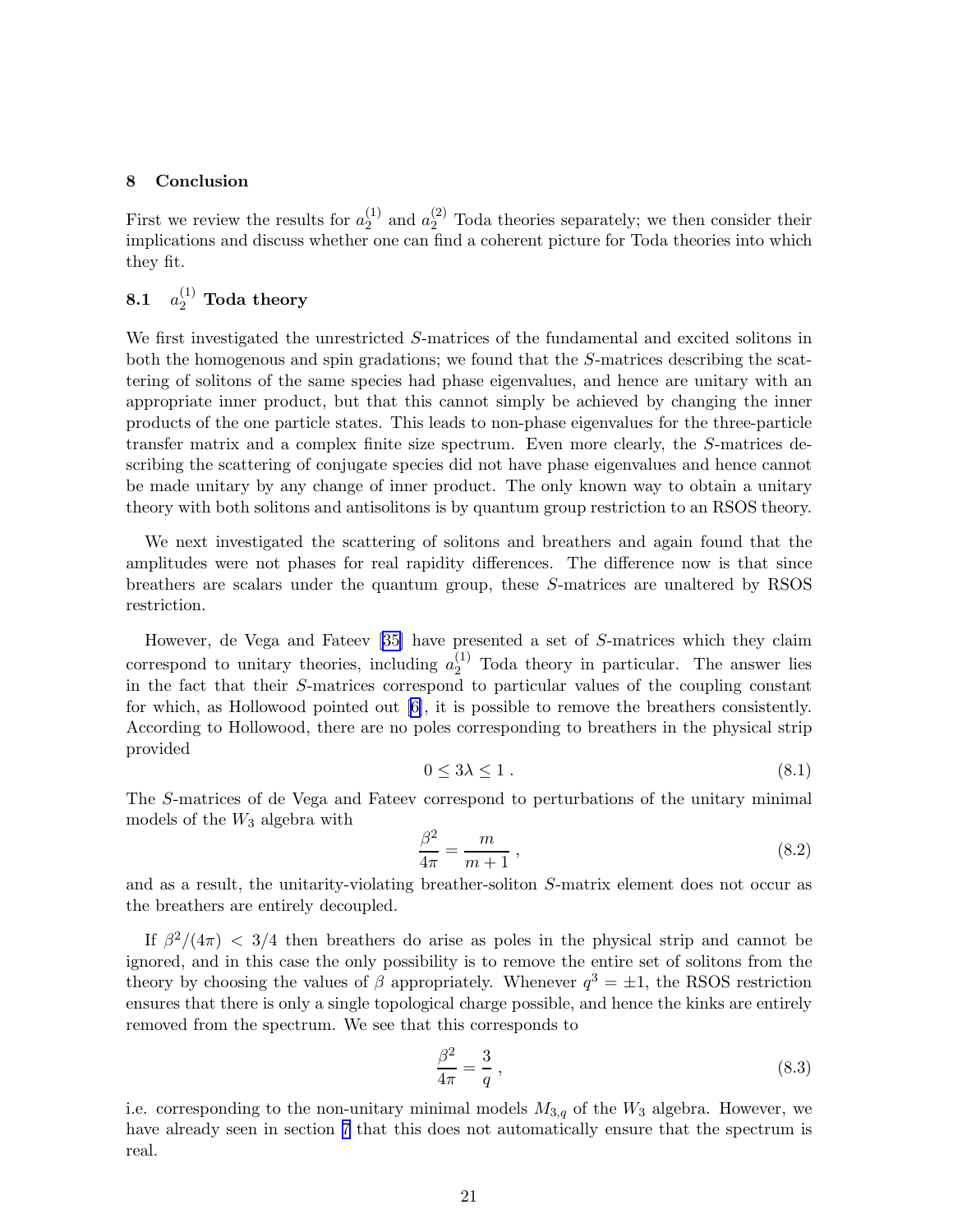## 8 Conclusion

First we review the results for $a_2^{(1)}$ and $a_2^{(2)}$ Toda theories separately; we then consider their implications and discuss whether one can find a coherent picture for Toda theories into which they fit.

### 8.1 $a_2^{(1)}$ Toda theory

We first investigated the unrestricted $S$-matrices of the fundamental and excited solitons in both the homogenous and spin gradations; we found that the $S$-matrices describing the scattering of solitons of the same species had phase eigenvalues, and hence are unitary with an appropriate inner product, but that this cannot simply be achieved by changing the inner products of the one particle states. This leads to non-phase eigenvalues for the three-particle transfer matrix and a complex finite size spectrum. Even more clearly, the $S$-matrices describing the scattering of conjugate species did not have phase eigenvalues and hence cannot be made unitary by any change of inner product. The only known way to obtain a unitary theory with both solitons and antisolitons is by quantum group restriction to an RSOS theory.

We next investigated the scattering of solitons and breathers and again found that the amplitudes were not phases for real rapidity differences. The difference now is that since breathers are scalars under the quantum group, these $S$-matrices are unaltered by RSOS restriction.

However, de Vega and Fateev [35] have presented a set of $S$-matrices which they claim correspond to unitary theories, including $a_2^{(1)}$ Toda theory in particular. The answer lies in the fact that their $S$-matrices correspond to particular values of the coupling constant for which, as Hollowood pointed out [6], it is possible to remove the breathers consistently. According to Hollowood, there are no poles corresponding to breathers in the physical strip provided

$$0 \leq 3\lambda \leq 1 \,. \tag{8.1}$$

The $S$-matrices of de Vega and Fateev correspond to perturbations of the unitary minimal models of the $W_3$ algebra with

$$\frac{\beta^2}{4\pi} = \frac{m}{m+1} \,, \tag{8.2}$$

and as a result, the unitarity-violating breather-soliton $S$-matrix element does not occur as the breathers are entirely decoupled.

If $\beta^2/(4\pi) < 3/4$ then breathers do arise as poles in the physical strip and cannot be ignored, and in this case the only possibility is to remove the entire set of solitons from the theory by choosing the values of $\beta$ appropriately. Whenever $q^3 = \pm 1$, the RSOS restriction ensures that there is only a single topological charge possible, and hence the kinks are entirely removed from the spectrum. We see that this corresponds to

$$\frac{\beta^2}{4\pi} = \frac{3}{q} \,, \tag{8.3}$$

i.e. corresponding to the non-unitary minimal models $M_{3,q}$ of the $W_3$ algebra. However, we have already seen in section 7 that this does not automatically ensure that the spectrum is real.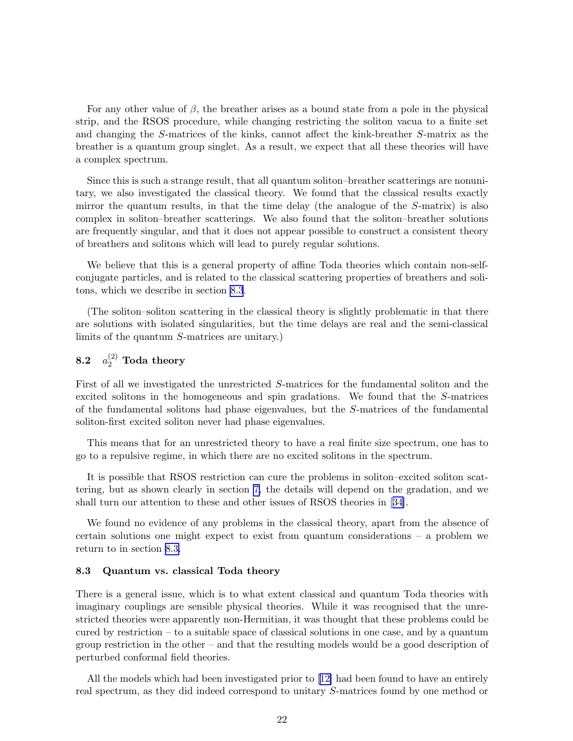For any other value of $\beta$, the breather arises as a bound state from a pole in the physical strip, and the RSOS procedure, while changing restricting the soliton vacua to a finite set and changing the $S$-matrices of the kinks, cannot affect the kink-breather $S$-matrix as the breather is a quantum group singlet. As a result, we expect that all these theories will have a complex spectrum.

Since this is such a strange result, that all quantum soliton–breather scatterings are nonunitary, we also investigated the classical theory. We found that the classical results exactly mirror the quantum results, in that the time delay (the analogue of the $S$-matrix) is also complex in soliton–breather scatterings. We also found that the soliton–breather solutions are frequently singular, and that it does not appear possible to construct a consistent theory of breathers and solitons which will lead to purely regular solutions.

We believe that this is a general property of affine Toda theories which contain non-self-conjugate particles, and is related to the classical scattering properties of breathers and solitons, which we describe in section 8.3.

(The soliton–soliton scattering in the classical theory is slightly problematic in that there are solutions with isolated singularities, but the time delays are real and the semi-classical limits of the quantum $S$-matrices are unitary.)

### 8.2 $a_2^{(2)}$ Toda theory

First of all we investigated the unrestricted $S$-matrices for the fundamental soliton and the excited solitons in the homogeneous and spin gradations. We found that the $S$-matrices of the fundamental solitons had phase eigenvalues, but the $S$-matrices of the fundamental soliton-first excited soliton never had phase eigenvalues.

This means that for an unrestricted theory to have a real finite size spectrum, one has to go to a repulsive regime, in which there are no excited solitons in the spectrum.

It is possible that RSOS restriction can cure the problems in soliton–excited soliton scattering, but as shown clearly in section 7, the details will depend on the gradation, and we shall turn our attention to these and other issues of RSOS theories in [34].

We found no evidence of any problems in the classical theory, apart from the absence of certain solutions one might expect to exist from quantum considerations – a problem we return to in section 8.3.

### 8.3 Quantum vs. classical Toda theory

There is a general issue, which is to what extent classical and quantum Toda theories with imaginary couplings are sensible physical theories. While it was recognised that the unrestricted theories were apparently non-Hermitian, it was thought that these problems could be cured by restriction – to a suitable space of classical solutions in one case, and by a quantum group restriction in the other – and that the resulting models would be a good description of perturbed conformal field theories.

All the models which had been investigated prior to [12] had been found to have an entirely real spectrum, as they did indeed correspond to unitary $S$-matrices found by one method or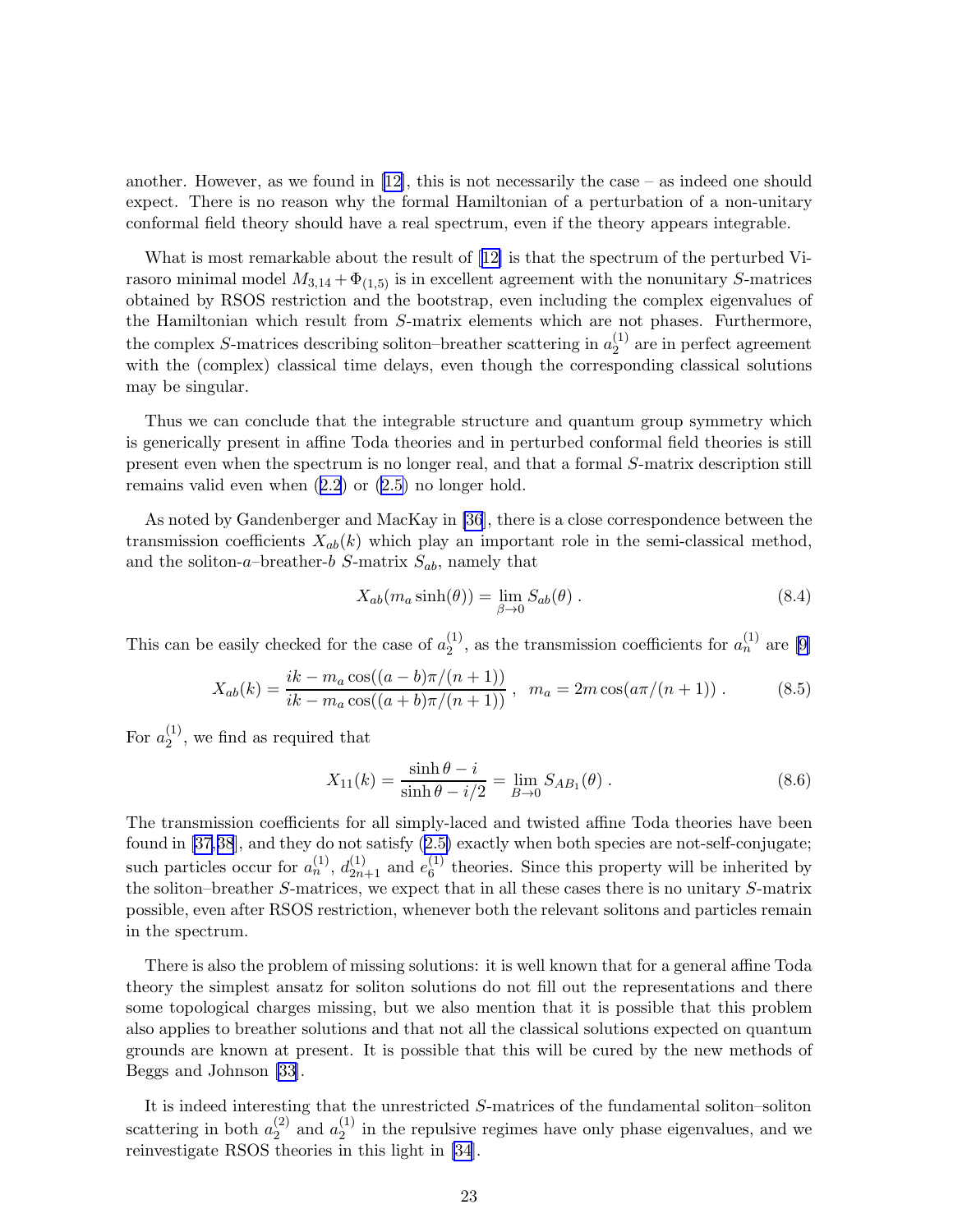another. However, as we found in [12], this is not necessarily the case – as indeed one should expect. There is no reason why the formal Hamiltonian of a perturbation of a non-unitary conformal field theory should have a real spectrum, even if the theory appears integrable.

What is most remarkable about the result of [12] is that the spectrum of the perturbed Virasoro minimal model $M_{3,14} + \Phi_{(1,5)}$ is in excellent agreement with the nonunitary $S$-matrices obtained by RSOS restriction and the bootstrap, even including the complex eigenvalues of the Hamiltonian which result from $S$-matrix elements which are not phases. Furthermore, the complex $S$-matrices describing soliton–breather scattering in $a_2^{(1)}$ are in perfect agreement with the (complex) classical time delays, even though the corresponding classical solutions may be singular.

Thus we can conclude that the integrable structure and quantum group symmetry which is generically present in affine Toda theories and in perturbed conformal field theories is still present even when the spectrum is no longer real, and that a formal $S$-matrix description still remains valid even when (2.2) or (2.5) no longer hold.

As noted by Gandenberger and MacKay in [36], there is a close correspondence between the transmission coefficients $X_{ab}(k)$ which play an important role in the semi-classical method, and the soliton-$a$–breather-$b$ $S$-matrix $S_{ab}$, namely that

$$X_{ab}(m_a \sinh(\theta)) = \lim_{\beta \to 0} S_{ab}(\theta) \,. \tag{8.4}$$

This can be easily checked for the case of $a_2^{(1)}$, as the transmission coefficients for $a_n^{(1)}$ are [9]

$$X_{ab}(k) = \frac{ik - m_a \cos((a-b)\pi/(n+1))}{ik - m_a \cos((a+b)\pi/(n+1))} \,, \quad m_a = 2m \cos(a\pi/(n+1)) \,. \tag{8.5}$$

For $a_2^{(1)}$, we find as required that

$$X_{11}(k) = \frac{\sinh\theta - i}{\sinh\theta - i/2} = \lim_{B \to 0} S_{AB_1}(\theta) \,. \tag{8.6}$$

The transmission coefficients for all simply-laced and twisted affine Toda theories have been found in [37,38], and they do not satisfy (2.5) exactly when both species are not-self-conjugate; such particles occur for $a_n^{(1)}$, $d_{2n+1}^{(1)}$ and $e_6^{(1)}$ theories. Since this property will be inherited by the soliton–breather $S$-matrices, we expect that in all these cases there is no unitary $S$-matrix possible, even after RSOS restriction, whenever both the relevant solitons and particles remain in the spectrum.

There is also the problem of missing solutions: it is well known that for a general affine Toda theory the simplest ansatz for soliton solutions do not fill out the representations and there some topological charges missing, but we also mention that it is possible that this problem also applies to breather solutions and that not all the classical solutions expected on quantum grounds are known at present. It is possible that this will be cured by the new methods of Beggs and Johnson [33].

It is indeed interesting that the unrestricted $S$-matrices of the fundamental soliton–soliton scattering in both $a_2^{(2)}$ and $a_2^{(1)}$ in the repulsive regimes have only phase eigenvalues, and we reinvestigate RSOS theories in this light in [34].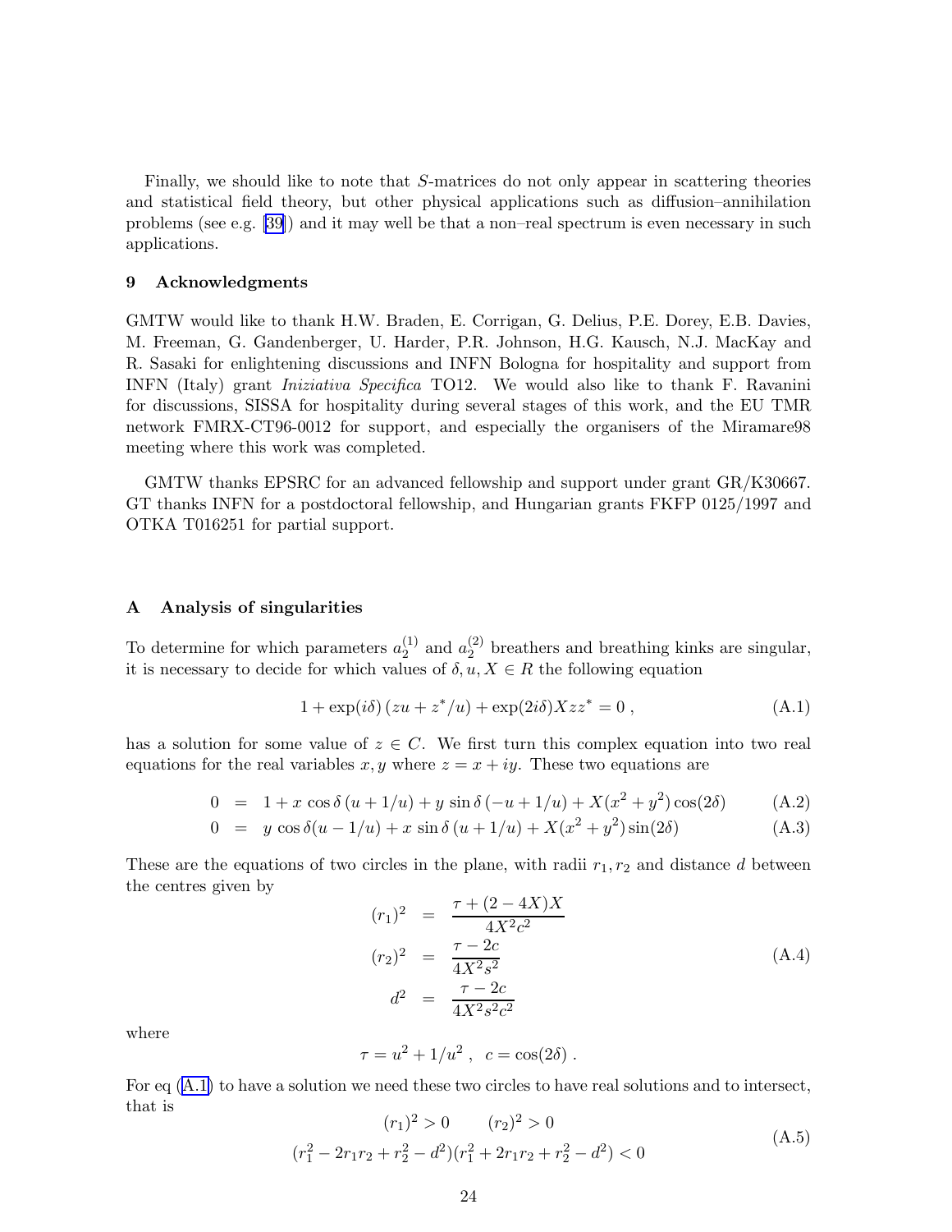Finally, we should like to note that $S$-matrices do not only appear in scattering theories and statistical field theory, but other physical applications such as diffusion–annihilation problems (see e.g. [39]) and it may well be that a non–real spectrum is even necessary in such applications.

## 9 Acknowledgments

GMTW would like to thank H.W. Braden, E. Corrigan, G. Delius, P.E. Dorey, E.B. Davies, M. Freeman, G. Gandenberger, U. Harder, P.R. Johnson, H.G. Kausch, N.J. MacKay and R. Sasaki for enlightening discussions and INFN Bologna for hospitality and support from INFN (Italy) grant *Iniziativa Specifica* TO12. We would also like to thank F. Ravanini for discussions, SISSA for hospitality during several stages of this work, and the EU TMR network FMRX-CT96-0012 for support, and especially the organisers of the Miramare98 meeting where this work was completed.

GMTW thanks EPSRC for an advanced fellowship and support under grant GR/K30667. GT thanks INFN for a postdoctoral fellowship, and Hungarian grants FKFP 0125/1997 and OTKA T016251 for partial support.

## A Analysis of singularities

To determine for which parameters $a_2^{(1)}$ and $a_2^{(2)}$ breathers and breathing kinks are singular, it is necessary to decide for which values of $\delta, u, X \in R$ the following equation

$$1 + \exp(i\delta)\,(zu + z^*/u) + \exp(2i\delta) X z z^* = 0\;, \tag{A.1}$$

has a solution for some value of $z \in C$. We first turn this complex equation into two real equations for the real variables $x, y$ where $z = x + iy$. These two equations are

$$\begin{aligned} 0 &= 1 + x\,\cos\delta\,(u + 1/u) + y\,\sin\delta\,(-u + 1/u) + X(x^2+y^2)\cos(2\delta) & \text{(A.2)}\\ 0 &= y\,\cos\delta(u - 1/u) + x\,\sin\delta\,(u + 1/u) + X(x^2+y^2)\sin(2\delta) & \text{(A.3)} \end{aligned}$$

These are the equations of two circles in the plane, with radii $r_1, r_2$ and distance $d$ between the centres given by

$$\begin{aligned} (r_1)^2 &= \frac{\tau + (2-4X)X}{4X^2c^2} \\ (r_2)^2 &= \frac{\tau - 2c}{4X^2s^2} \\ d^2 &= \frac{\tau - 2c}{4X^2s^2c^2} \end{aligned} \tag{A.4}$$

where

$$\tau = u^2 + 1/u^2\;,\;\; c = \cos(2\delta)\;.$$

For eq (A.1) to have a solution we need these two circles to have real solutions and to intersect, that is

$$\begin{gathered} (r_1)^2 > 0 \qquad (r_2)^2 > 0 \\ (r_1^2 - 2r_1r_2 + r_2^2 - d^2)(r_1^2 + 2r_1r_2 + r_2^2 - d^2) < 0 \end{gathered} \tag{A.5}$$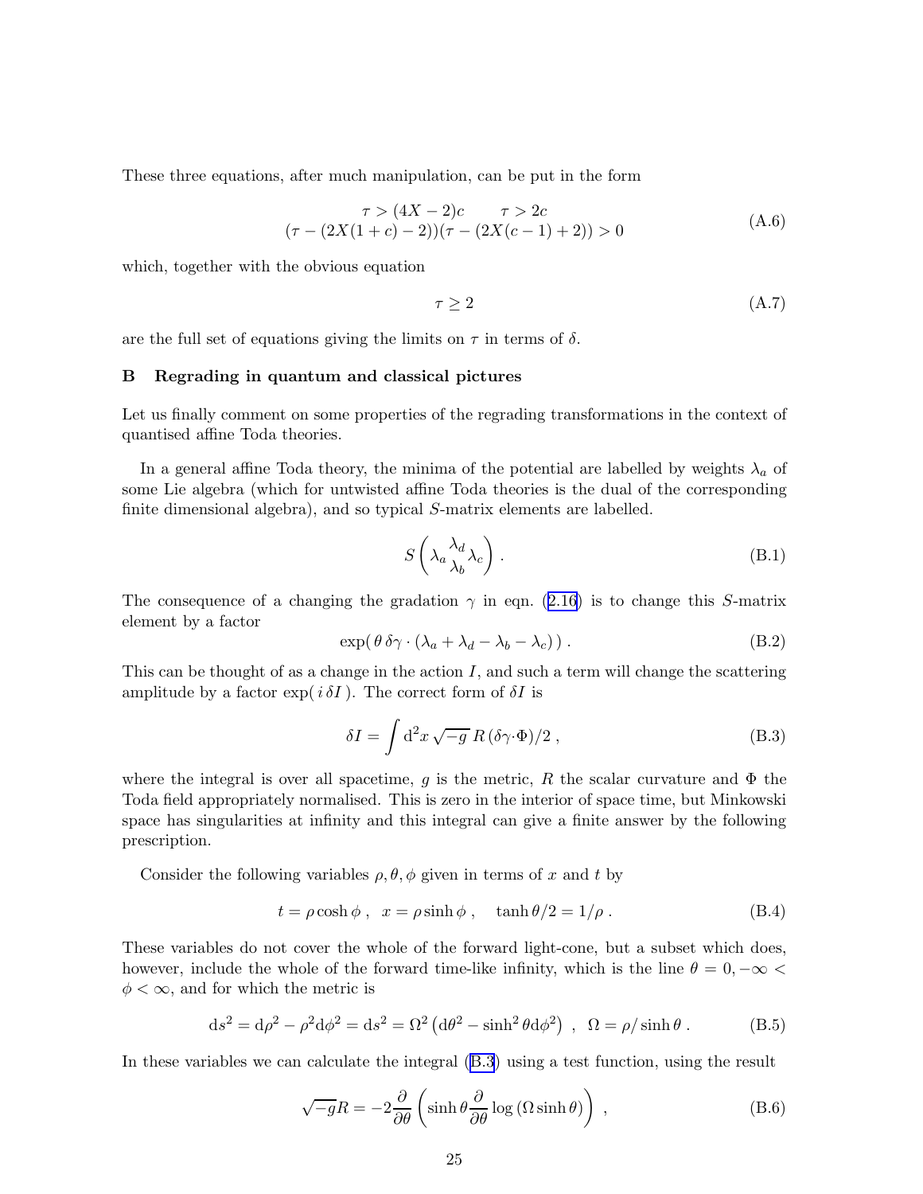These three equations, after much manipulation, can be put in the form

$$
\begin{gathered}
\tau > (4X-2)c \qquad \tau > 2c \\
(\tau - (2X(1+c)-2))(\tau - (2X(c-1)+2)) > 0
\end{gathered}
\tag{A.6}
$$

which, together with the obvious equation

$$
\tau \geq 2 \tag{A.7}
$$

are the full set of equations giving the limits on $\tau$ in terms of $\delta$.

## B Regrading in quantum and classical pictures

Let us finally comment on some properties of the regrading transformations in the context of quantised affine Toda theories.

In a general affine Toda theory, the minima of the potential are labelled by weights $\lambda_a$ of some Lie algebra (which for untwisted affine Toda theories is the dual of the corresponding finite dimensional algebra), and so typical $S$-matrix elements are labelled.

$$
S\left(\lambda_a \, {\lambda_d \atop \lambda_b} \, \lambda_c\right) . \tag{B.1}
$$

The consequence of a changing the gradation $\gamma$ in eqn. (2.16) is to change this $S$-matrix element by a factor

$$
\exp(\,\theta\,\delta\gamma\cdot(\lambda_a + \lambda_d - \lambda_b - \lambda_c)\,) . \tag{B.2}
$$

This can be thought of as a change in the action $I$, and such a term will change the scattering amplitude by a factor $\exp(\,i\,\delta I\,)$. The correct form of $\delta I$ is

$$
\delta I = \int \mathrm{d}^2x \, \sqrt{-g}\, R \,(\delta\gamma\cdot\Phi)/2 \, , \tag{B.3}
$$

where the integral is over all spacetime, $g$ is the metric, $R$ the scalar curvature and $\Phi$ the Toda field appropriately normalised. This is zero in the interior of space time, but Minkowski space has singularities at infinity and this integral can give a finite answer by the following prescription.

Consider the following variables $\rho, \theta, \phi$ given in terms of $x$ and $t$ by

$$
t = \rho\cosh\phi \, , \quad x = \rho\sinh\phi \, , \quad \tanh\theta/2 = 1/\rho \, . \tag{B.4}
$$

These variables do not cover the whole of the forward light-cone, but a subset which does, however, include the whole of the forward time-like infinity, which is the line $\theta = 0, -\infty < \phi < \infty$, and for which the metric is

$$
\mathrm{d}s^2 = \mathrm{d}\rho^2 - \rho^2\mathrm{d}\phi^2 = \mathrm{d}s^2 = \Omega^2\left(\mathrm{d}\theta^2 - \sinh^2\theta\mathrm{d}\phi^2\right) \, , \;\; \Omega = \rho/\sinh\theta \, . \tag{B.5}
$$

In these variables we can calculate the integral (B.3) using a test function, using the result

$$
\sqrt{-g}R = -2\frac{\partial}{\partial\theta}\left(\sinh\theta\frac{\partial}{\partial\theta}\log\left(\Omega\sinh\theta\right)\right) \, , \tag{B.6}
$$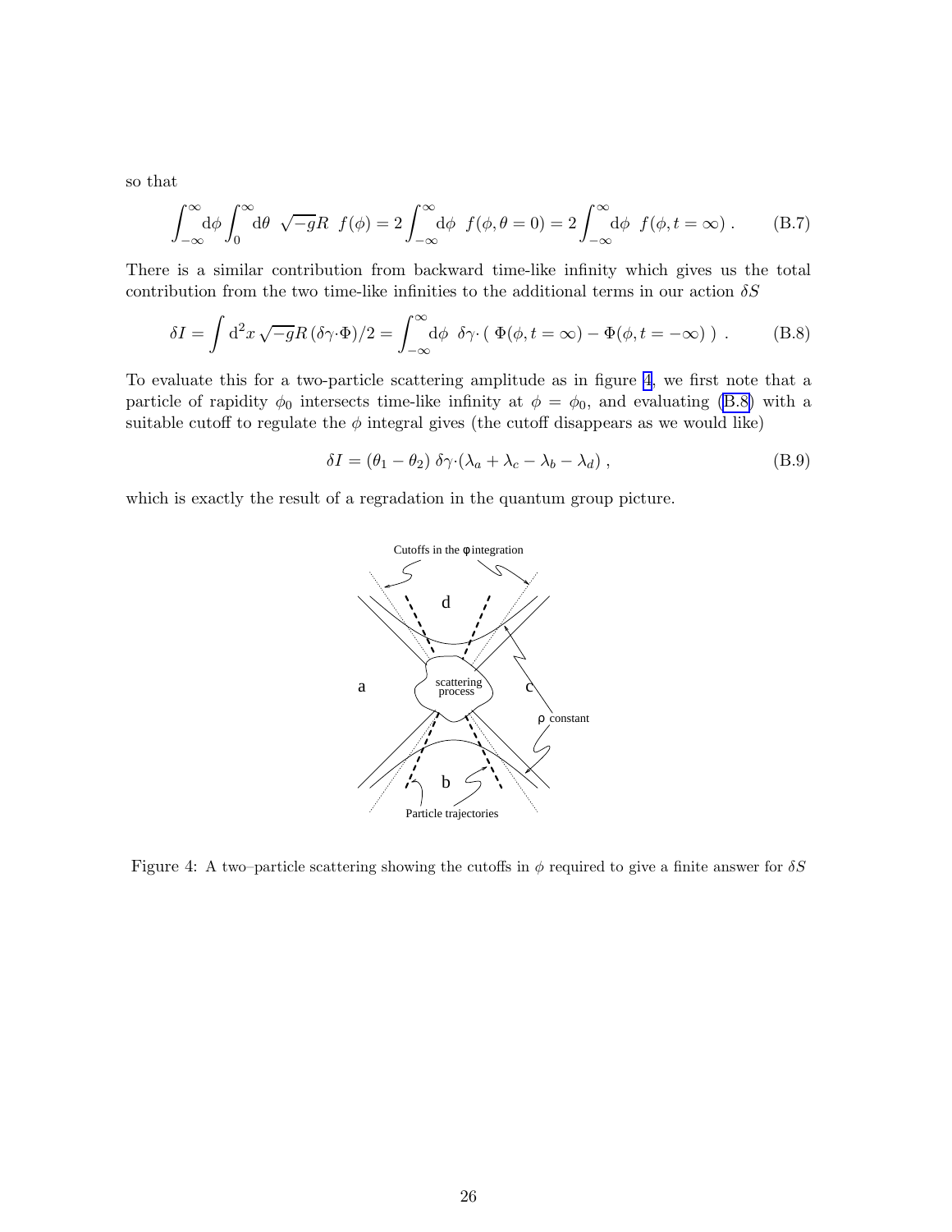so that

$$\int_{-\infty}^{\infty} \mathrm{d}\phi \int_{0}^{\infty} \mathrm{d}\theta \ \sqrt{-g}R \ f(\phi) = 2\int_{-\infty}^{\infty} \mathrm{d}\phi \ f(\phi, \theta = 0) = 2\int_{-\infty}^{\infty} \mathrm{d}\phi \ f(\phi, t = \infty) \ . \tag{B.7}$$

There is a similar contribution from backward time-like infinity which gives us the total contribution from the two time-like infinities to the additional terms in our action $\delta S$

$$\delta I = \int \mathrm{d}^2 x \sqrt{-g} R \, (\delta\gamma \cdot \Phi)/2 = \int_{-\infty}^{\infty} \mathrm{d}\phi \ \delta\gamma \cdot \left( \ \Phi(\phi, t = \infty) - \Phi(\phi, t = -\infty) \ \right) \ . \tag{B.8}$$

To evaluate this for a two-particle scattering amplitude as in figure 4, we first note that a particle of rapidity $\phi_0$ intersects time-like infinity at $\phi = \phi_0$, and evaluating (B.8) with a suitable cutoff to regulate the $\phi$ integral gives (the cutoff disappears as we would like)

$$\delta I = (\theta_1 - \theta_2) \ \delta\gamma \cdot (\lambda_a + \lambda_c - \lambda_b - \lambda_d) \ , \tag{B.9}$$

which is exactly the result of a regradation in the quantum group picture.

Cutoffs in the φ integration

d

a

scattering process

c

ρ constant

b

Particle trajectories

Figure 4: A two–particle scattering showing the cutoffs in $\phi$ required to give a finite answer for $\delta S$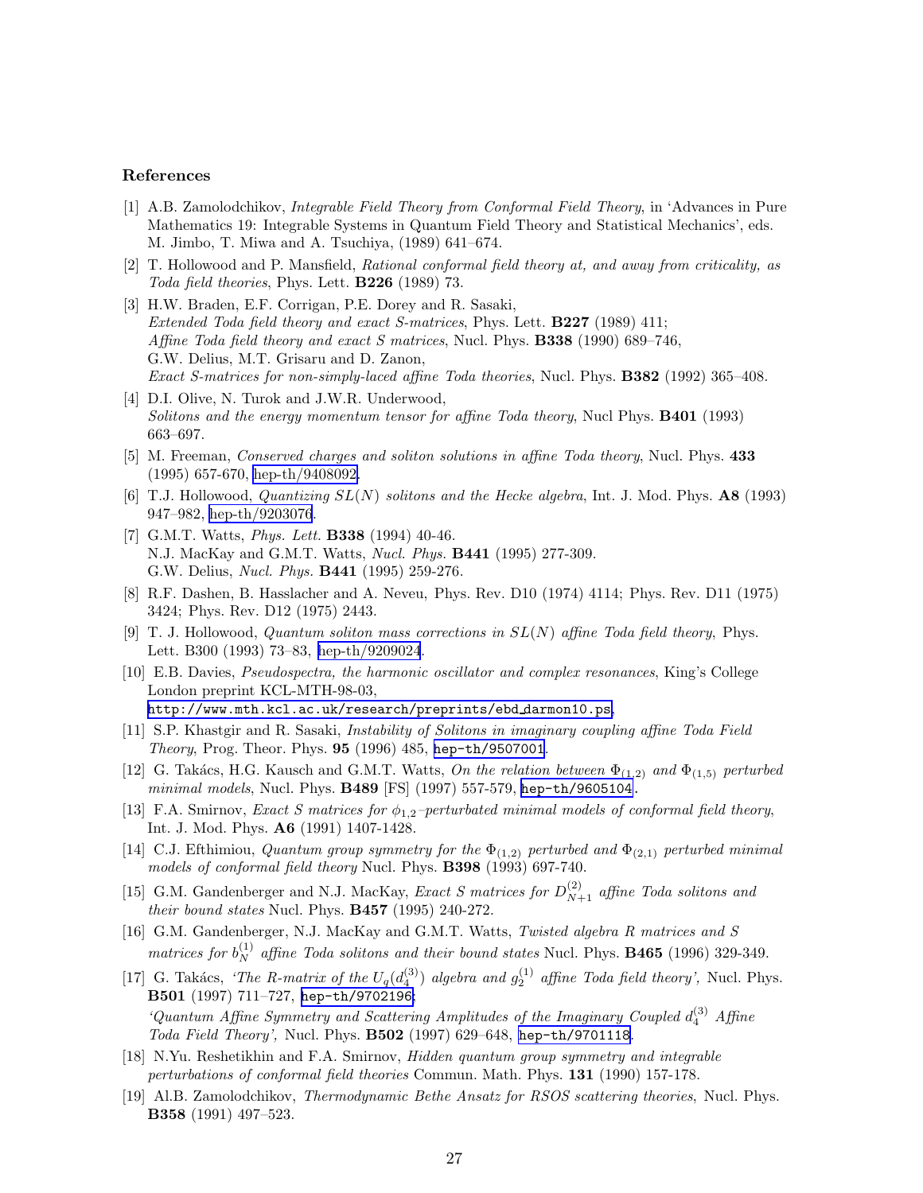## References

[1] A.B. Zamolodchikov, *Integrable Field Theory from Conformal Field Theory*, in 'Advances in Pure Mathematics 19: Integrable Systems in Quantum Field Theory and Statistical Mechanics', eds. M. Jimbo, T. Miwa and A. Tsuchiya, (1989) 641–674.

[2] T. Hollowood and P. Mansfield, *Rational conformal field theory at, and away from criticality, as Toda field theories*, Phys. Lett. **B226** (1989) 73.

[3] H.W. Braden, E.F. Corrigan, P.E. Dorey and R. Sasaki, *Extended Toda field theory and exact S-matrices*, Phys. Lett. **B227** (1989) 411; *Affine Toda field theory and exact S matrices*, Nucl. Phys. **B338** (1990) 689–746, G.W. Delius, M.T. Grisaru and D. Zanon, *Exact S-matrices for non-simply-laced affine Toda theories*, Nucl. Phys. **B382** (1992) 365–408.

[4] D.I. Olive, N. Turok and J.W.R. Underwood, *Solitons and the energy momentum tensor for affine Toda theory*, Nucl Phys. **B401** (1993) 663–697.

[5] M. Freeman, *Conserved charges and soliton solutions in affine Toda theory*, Nucl. Phys. **433** (1995) 657-670, hep-th/9408092.

[6] T.J. Hollowood, *Quantizing $SL(N)$ solitons and the Hecke algebra*, Int. J. Mod. Phys. **A8** (1993) 947–982, hep-th/9203076.

[7] G.M.T. Watts, *Phys. Lett.* **B338** (1994) 40-46. N.J. MacKay and G.M.T. Watts, *Nucl. Phys.* **B441** (1995) 277-309. G.W. Delius, *Nucl. Phys.* **B441** (1995) 259-276.

[8] R.F. Dashen, B. Hasslacher and A. Neveu, Phys. Rev. D10 (1974) 4114; Phys. Rev. D11 (1975) 3424; Phys. Rev. D12 (1975) 2443.

[9] T. J. Hollowood, *Quantum soliton mass corrections in $SL(N)$ affine Toda field theory*, Phys. Lett. B300 (1993) 73–83, hep-th/9209024.

[10] E.B. Davies, *Pseudospectra, the harmonic oscillator and complex resonances*, King's College London preprint KCL-MTH-98-03, `http://www.mth.kcl.ac.uk/research/preprints/ebd_darmon10.ps`.

[11] S.P. Khastgir and R. Sasaki, *Instability of Solitons in imaginary coupling affine Toda Field Theory*, Prog. Theor. Phys. **95** (1996) 485, `hep-th/9507001`.

[12] G. Takács, H.G. Kausch and G.M.T. Watts, *On the relation between $\Phi_{(1,2)}$ and $\Phi_{(1,5)}$ perturbed minimal models*, Nucl. Phys. **B489** [FS] (1997) 557-579, `hep-th/9605104`.

[13] F.A. Smirnov, *Exact S matrices for $\phi_{1,2}$–perturbated minimal models of conformal field theory*, Int. J. Mod. Phys. **A6** (1991) 1407-1428.

[14] C.J. Efthimiou, *Quantum group symmetry for the $\Phi_{(1,2)}$ perturbed and $\Phi_{(2,1)}$ perturbed minimal models of conformal field theory* Nucl. Phys. **B398** (1993) 697-740.

[15] G.M. Gandenberger and N.J. MacKay, *Exact S matrices for $D^{(2)}_{N+1}$ affine Toda solitons and their bound states* Nucl. Phys. **B457** (1995) 240-272.

[16] G.M. Gandenberger, N.J. MacKay and G.M.T. Watts, *Twisted algebra R matrices and S matrices for $b^{(1)}_N$ affine Toda solitons and their bound states* Nucl. Phys. **B465** (1996) 329-349.

[17] G. Takács, *'The R-matrix of the $U_q(d^{(3)}_4)$ algebra and $g^{(1)}_2$ affine Toda field theory'*, Nucl. Phys. **B501** (1997) 711–727, `hep-th/9702196`; *'Quantum Affine Symmetry and Scattering Amplitudes of the Imaginary Coupled $d^{(3)}_4$ Affine Toda Field Theory'*, Nucl. Phys. **B502** (1997) 629–648, `hep-th/9701118`.

[18] N.Yu. Reshetikhin and F.A. Smirnov, *Hidden quantum group symmetry and integrable perturbations of conformal field theories* Commun. Math. Phys. **131** (1990) 157-178.

[19] Al.B. Zamolodchikov, *Thermodynamic Bethe Ansatz for RSOS scattering theories*, Nucl. Phys. **B358** (1991) 497–523.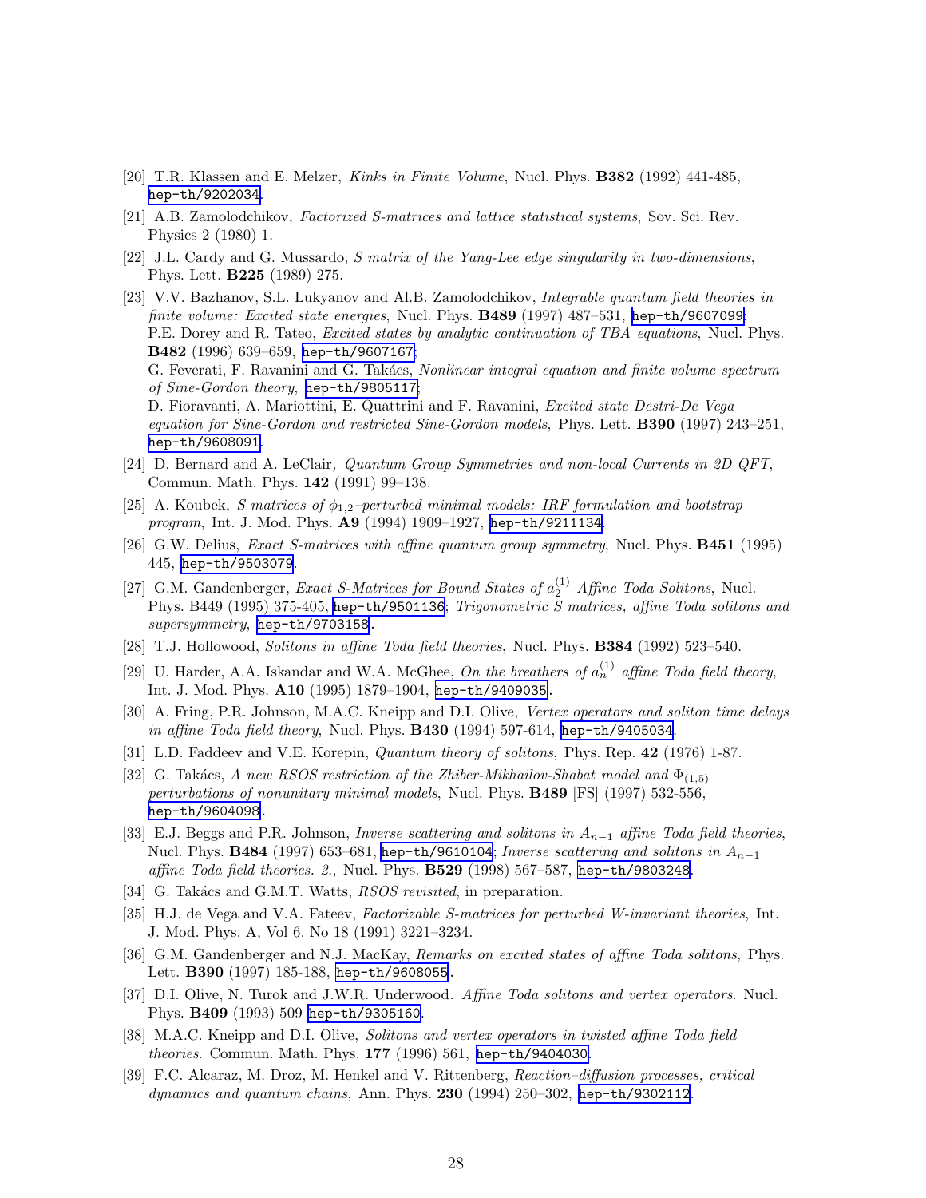[20] T.R. Klassen and E. Melzer, *Kinks in Finite Volume*, Nucl. Phys. **B382** (1992) 441-485, hep-th/9202034.

[21] A.B. Zamolodchikov, *Factorized S-matrices and lattice statistical systems*, Sov. Sci. Rev. Physics 2 (1980) 1.

[22] J.L. Cardy and G. Mussardo, *S matrix of the Yang-Lee edge singularity in two-dimensions*, Phys. Lett. **B225** (1989) 275.

[23] V.V. Bazhanov, S.L. Lukyanov and Al.B. Zamolodchikov, *Integrable quantum field theories in finite volume: Excited state energies*, Nucl. Phys. **B489** (1997) 487–531, hep-th/9607099;
P.E. Dorey and R. Tateo, *Excited states by analytic continuation of TBA equations*, Nucl. Phys. **B482** (1996) 639–659, hep-th/9607167;
G. Feverati, F. Ravanini and G. Takács, *Nonlinear integral equation and finite volume spectrum of Sine-Gordon theory*, hep-th/9805117;
D. Fioravanti, A. Mariottini, E. Quattrini and F. Ravanini, *Excited state Destri-De Vega equation for Sine-Gordon and restricted Sine-Gordon models*, Phys. Lett. **B390** (1997) 243–251, hep-th/9608091.

[24] D. Bernard and A. LeClair, *Quantum Group Symmetries and non-local Currents in 2D QFT*, Commun. Math. Phys. **142** (1991) 99–138.

[25] A. Koubek, *S matrices of $\phi_{1,2}$–perturbed minimal models: IRF formulation and bootstrap program*, Int. J. Mod. Phys. **A9** (1994) 1909–1927, hep-th/9211134.

[26] G.W. Delius, *Exact S-matrices with affine quantum group symmetry*, Nucl. Phys. **B451** (1995) 445, hep-th/9503079.

[27] G.M. Gandenberger, *Exact S-Matrices for Bound States of $a_2^{(1)}$ Affine Toda Solitons*, Nucl. Phys. B449 (1995) 375-405, hep-th/9501136; *Trigonometric S matrices, affine Toda solitons and supersymmetry*, hep-th/9703158.

[28] T.J. Hollowood, *Solitons in affine Toda field theories*, Nucl. Phys. **B384** (1992) 523–540.

[29] U. Harder, A.A. Iskandar and W.A. McGhee, *On the breathers of $a_n^{(1)}$ affine Toda field theory*, Int. J. Mod. Phys. **A10** (1995) 1879–1904, hep-th/9409035.

[30] A. Fring, P.R. Johnson, M.A.C. Kneipp and D.I. Olive, *Vertex operators and soliton time delays in affine Toda field theory*, Nucl. Phys. **B430** (1994) 597-614, hep-th/9405034.

[31] L.D. Faddeev and V.E. Korepin, *Quantum theory of solitons*, Phys. Rep. **42** (1976) 1-87.

[32] G. Takács, *A new RSOS restriction of the Zhiber-Mikhailov-Shabat model and $\Phi_{(1,5)}$ perturbations of nonunitary minimal models*, Nucl. Phys. **B489** [FS] (1997) 532-556, hep-th/9604098.

[33] E.J. Beggs and P.R. Johnson, *Inverse scattering and solitons in $A_{n-1}$ affine Toda field theories*, Nucl. Phys. **B484** (1997) 653–681, hep-th/9610104; *Inverse scattering and solitons in $A_{n-1}$ affine Toda field theories. 2.*, Nucl. Phys. **B529** (1998) 567–587, hep-th/9803248.

[34] G. Takács and G.M.T. Watts, *RSOS revisited*, in preparation.

[35] H.J. de Vega and V.A. Fateev, *Factorizable S-matrices for perturbed W-invariant theories*, Int. J. Mod. Phys. A, Vol 6. No 18 (1991) 3221–3234.

[36] G.M. Gandenberger and N.J. MacKay, *Remarks on excited states of affine Toda solitons*, Phys. Lett. **B390** (1997) 185-188, hep-th/9608055.

[37] D.I. Olive, N. Turok and J.W.R. Underwood. *Affine Toda solitons and vertex operators*. Nucl. Phys. **B409** (1993) 509 hep-th/9305160.

[38] M.A.C. Kneipp and D.I. Olive, *Solitons and vertex operators in twisted affine Toda field theories*. Commun. Math. Phys. **177** (1996) 561, hep-th/9404030.

[39] F.C. Alcaraz, M. Droz, M. Henkel and V. Rittenberg, *Reaction–diffusion processes, critical dynamics and quantum chains*, Ann. Phys. **230** (1994) 250–302, hep-th/9302112.